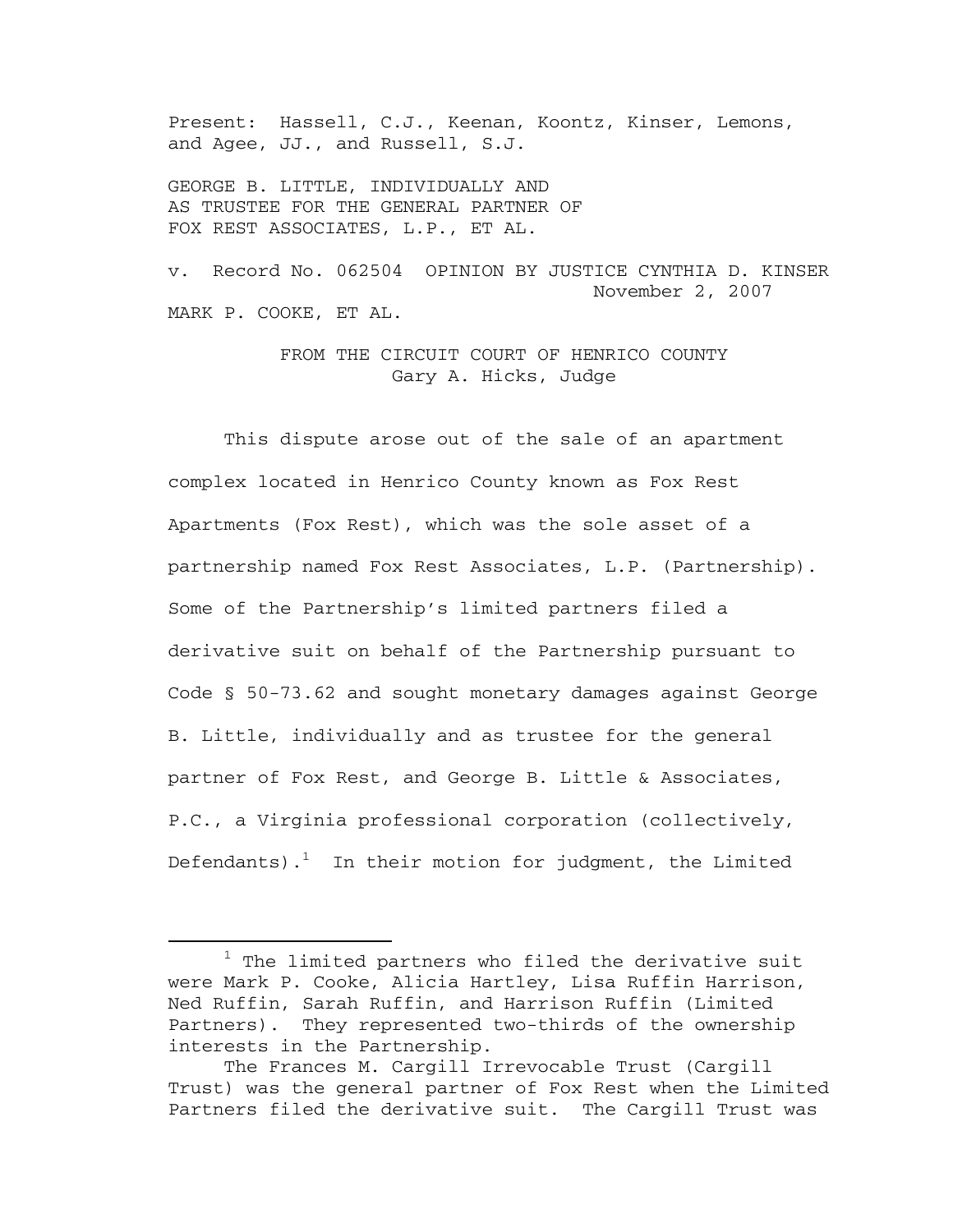Present: Hassell, C.J., Keenan, Koontz, Kinser, Lemons, and Agee, JJ., and Russell, S.J.

GEORGE B. LITTLE, INDIVIDUALLY AND AS TRUSTEE FOR THE GENERAL PARTNER OF FOX REST ASSOCIATES, L.P., ET AL.

v. Record No. 062504 OPINION BY JUSTICE CYNTHIA D. KINSER
November 2, 2007

MARK P. COOKE, ET AL.

FROM THE CIRCUIT COURT OF HENRICO COUNTY
Gary A. Hicks, Judge

This dispute arose out of the sale of an apartment complex located in Henrico County known as Fox Rest Apartments (Fox Rest), which was the sole asset of a partnership named Fox Rest Associates, L.P. (Partnership). Some of the Partnership's limited partners filed a derivative suit on behalf of the Partnership pursuant to Code § 50-73.62 and sought monetary damages against George B. Little, individually and as trustee for the general partner of Fox Rest, and George B. Little & Associates, P.C., a Virginia professional corporation (collectively, Defendants).[1] In their motion for judgment, the Limited

---

[1] The limited partners who filed the derivative suit were Mark P. Cooke, Alicia Hartley, Lisa Ruffin Harrison, Ned Ruffin, Sarah Ruffin, and Harrison Ruffin (Limited Partners). They represented two-thirds of the ownership interests in the Partnership.

The Frances M. Cargill Irrevocable Trust (Cargill Trust) was the general partner of Fox Rest when the Limited Partners filed the derivative suit. The Cargill Trust was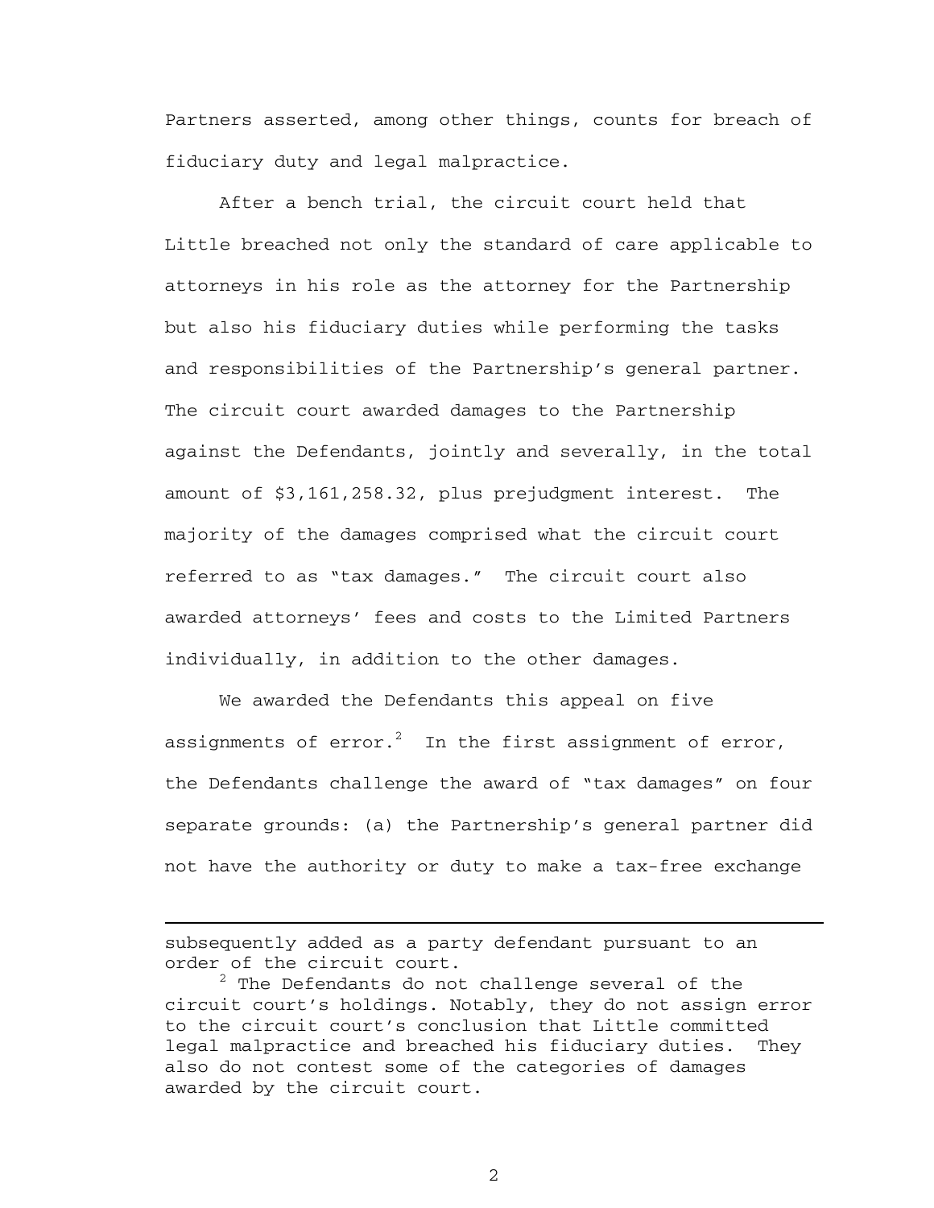Partners asserted, among other things, counts for breach of fiduciary duty and legal malpractice.

After a bench trial, the circuit court held that Little breached not only the standard of care applicable to attorneys in his role as the attorney for the Partnership but also his fiduciary duties while performing the tasks and responsibilities of the Partnership's general partner. The circuit court awarded damages to the Partnership against the Defendants, jointly and severally, in the total amount of $3,161,258.32, plus prejudgment interest. The majority of the damages comprised what the circuit court referred to as "tax damages." The circuit court also awarded attorneys' fees and costs to the Limited Partners individually, in addition to the other damages.

We awarded the Defendants this appeal on five assignments of error.[2] In the first assignment of error, the Defendants challenge the award of "tax damages" on four separate grounds: (a) the Partnership's general partner did not have the authority or duty to make a tax-free exchange

---

subsequently added as a party defendant pursuant to an order of the circuit court.

[2] The Defendants do not challenge several of the circuit court's holdings. Notably, they do not assign error to the circuit court's conclusion that Little committed legal malpractice and breached his fiduciary duties. They also do not contest some of the categories of damages awarded by the circuit court.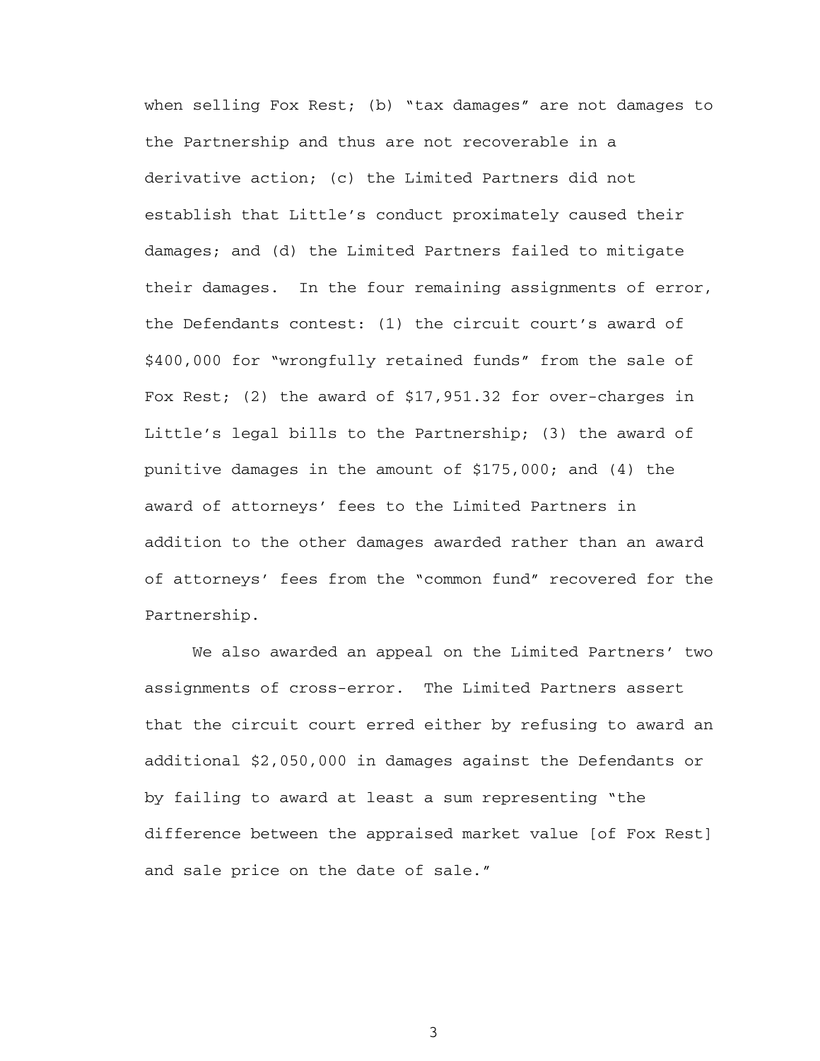when selling Fox Rest; (b) "tax damages" are not damages to the Partnership and thus are not recoverable in a derivative action; (c) the Limited Partners did not establish that Little's conduct proximately caused their damages; and (d) the Limited Partners failed to mitigate their damages. In the four remaining assignments of error, the Defendants contest: (1) the circuit court's award of $400,000 for "wrongfully retained funds" from the sale of Fox Rest; (2) the award of $17,951.32 for over-charges in Little's legal bills to the Partnership; (3) the award of punitive damages in the amount of $175,000; and (4) the award of attorneys' fees to the Limited Partners in addition to the other damages awarded rather than an award of attorneys' fees from the "common fund" recovered for the Partnership.

We also awarded an appeal on the Limited Partners' two assignments of cross-error. The Limited Partners assert that the circuit court erred either by refusing to award an additional $2,050,000 in damages against the Defendants or by failing to award at least a sum representing "the difference between the appraised market value [of Fox Rest] and sale price on the date of sale."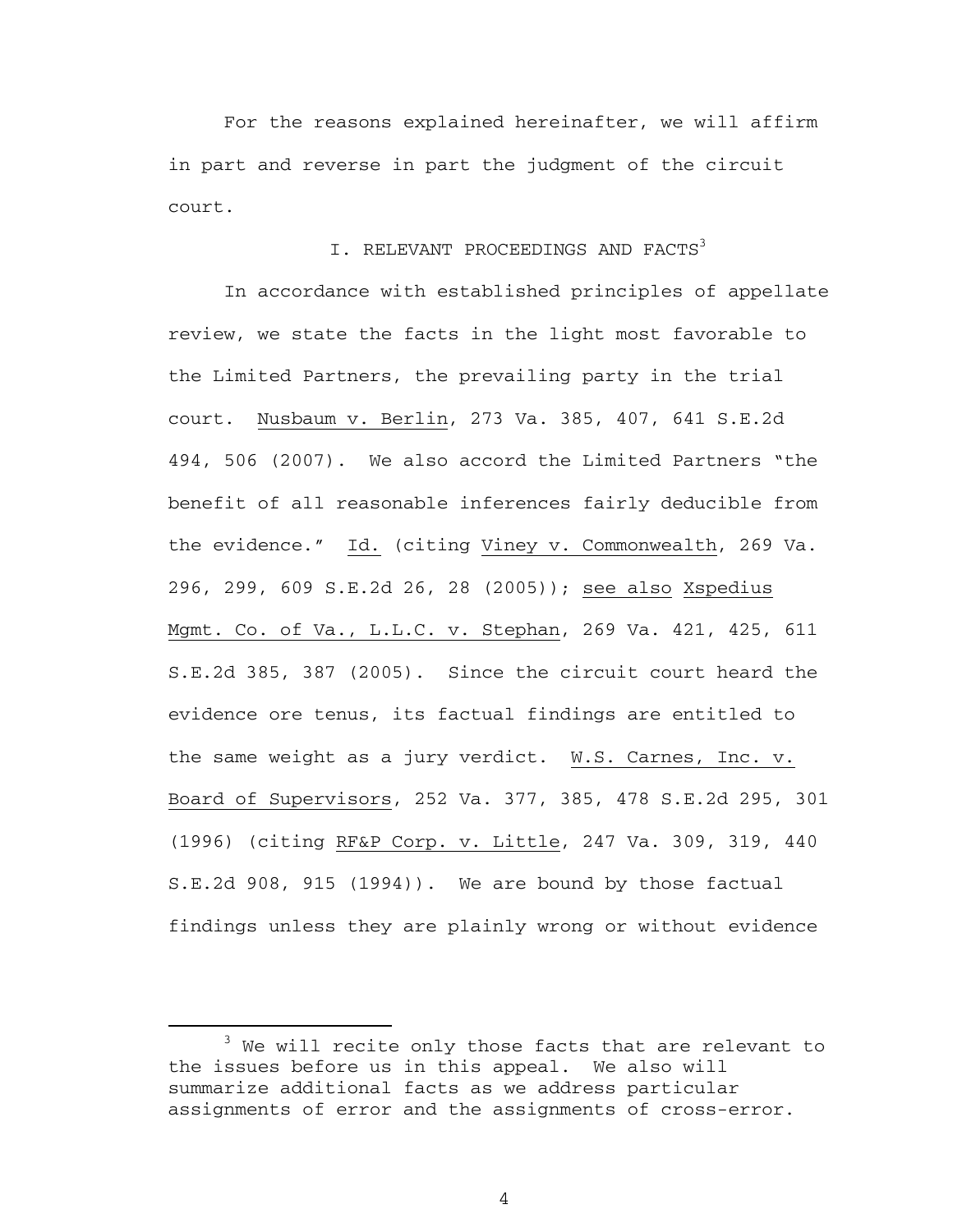For the reasons explained hereinafter, we will affirm in part and reverse in part the judgment of the circuit court.

## I. RELEVANT PROCEEDINGS AND FACTS[3]

In accordance with established principles of appellate review, we state the facts in the light most favorable to the Limited Partners, the prevailing party in the trial court. Nusbaum v. Berlin, 273 Va. 385, 407, 641 S.E.2d 494, 506 (2007). We also accord the Limited Partners "the benefit of all reasonable inferences fairly deducible from the evidence." Id. (citing Viney v. Commonwealth, 269 Va. 296, 299, 609 S.E.2d 26, 28 (2005)); see also Xspedius Mgmt. Co. of Va., L.L.C. v. Stephan, 269 Va. 421, 425, 611 S.E.2d 385, 387 (2005). Since the circuit court heard the evidence ore tenus, its factual findings are entitled to the same weight as a jury verdict. W.S. Carnes, Inc. v. Board of Supervisors, 252 Va. 377, 385, 478 S.E.2d 295, 301 (1996) (citing RF&P Corp. v. Little, 247 Va. 309, 319, 440 S.E.2d 908, 915 (1994)). We are bound by those factual findings unless they are plainly wrong or without evidence

---

[3] We will recite only those facts that are relevant to the issues before us in this appeal. We also will summarize additional facts as we address particular assignments of error and the assignments of cross-error.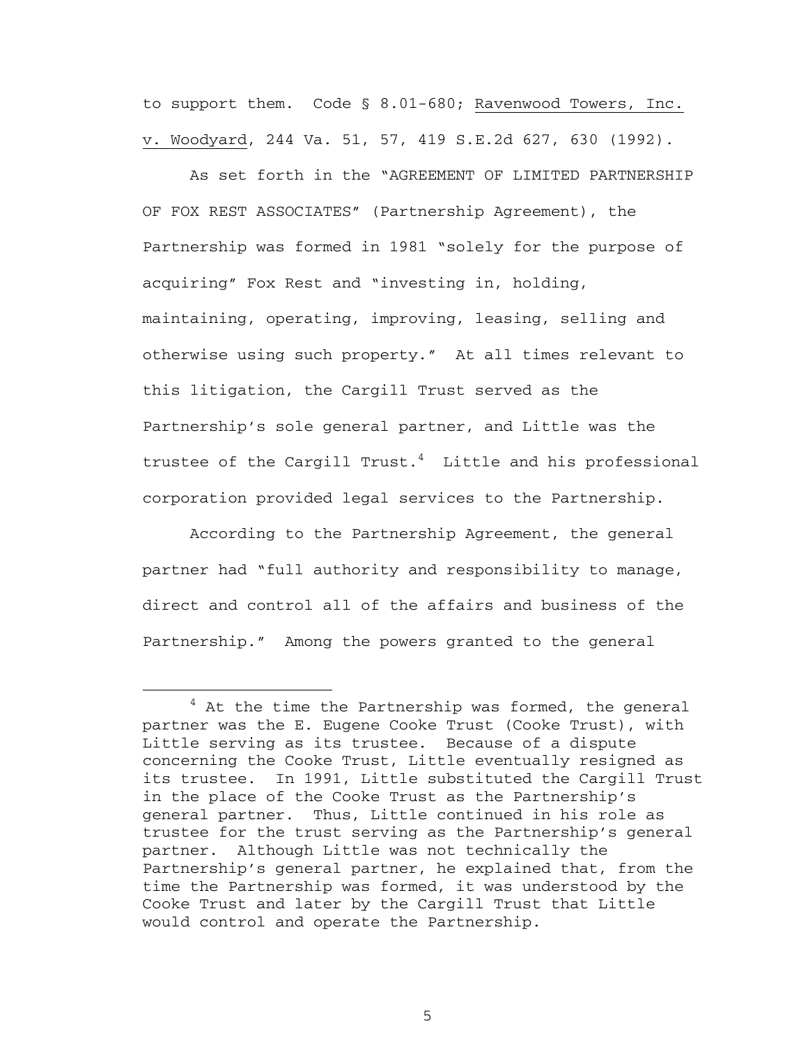to support them. Code § 8.01-680; Ravenwood Towers, Inc. v. Woodyard, 244 Va. 51, 57, 419 S.E.2d 627, 630 (1992).

As set forth in the "AGREEMENT OF LIMITED PARTNERSHIP OF FOX REST ASSOCIATES" (Partnership Agreement), the Partnership was formed in 1981 "solely for the purpose of acquiring" Fox Rest and "investing in, holding, maintaining, operating, improving, leasing, selling and otherwise using such property." At all times relevant to this litigation, the Cargill Trust served as the Partnership's sole general partner, and Little was the trustee of the Cargill Trust.[4] Little and his professional corporation provided legal services to the Partnership.

According to the Partnership Agreement, the general partner had "full authority and responsibility to manage, direct and control all of the affairs and business of the Partnership." Among the powers granted to the general

---

[4] At the time the Partnership was formed, the general partner was the E. Eugene Cooke Trust (Cooke Trust), with Little serving as its trustee. Because of a dispute concerning the Cooke Trust, Little eventually resigned as its trustee. In 1991, Little substituted the Cargill Trust in the place of the Cooke Trust as the Partnership's general partner. Thus, Little continued in his role as trustee for the trust serving as the Partnership's general partner. Although Little was not technically the Partnership's general partner, he explained that, from the time the Partnership was formed, it was understood by the Cooke Trust and later by the Cargill Trust that Little would control and operate the Partnership.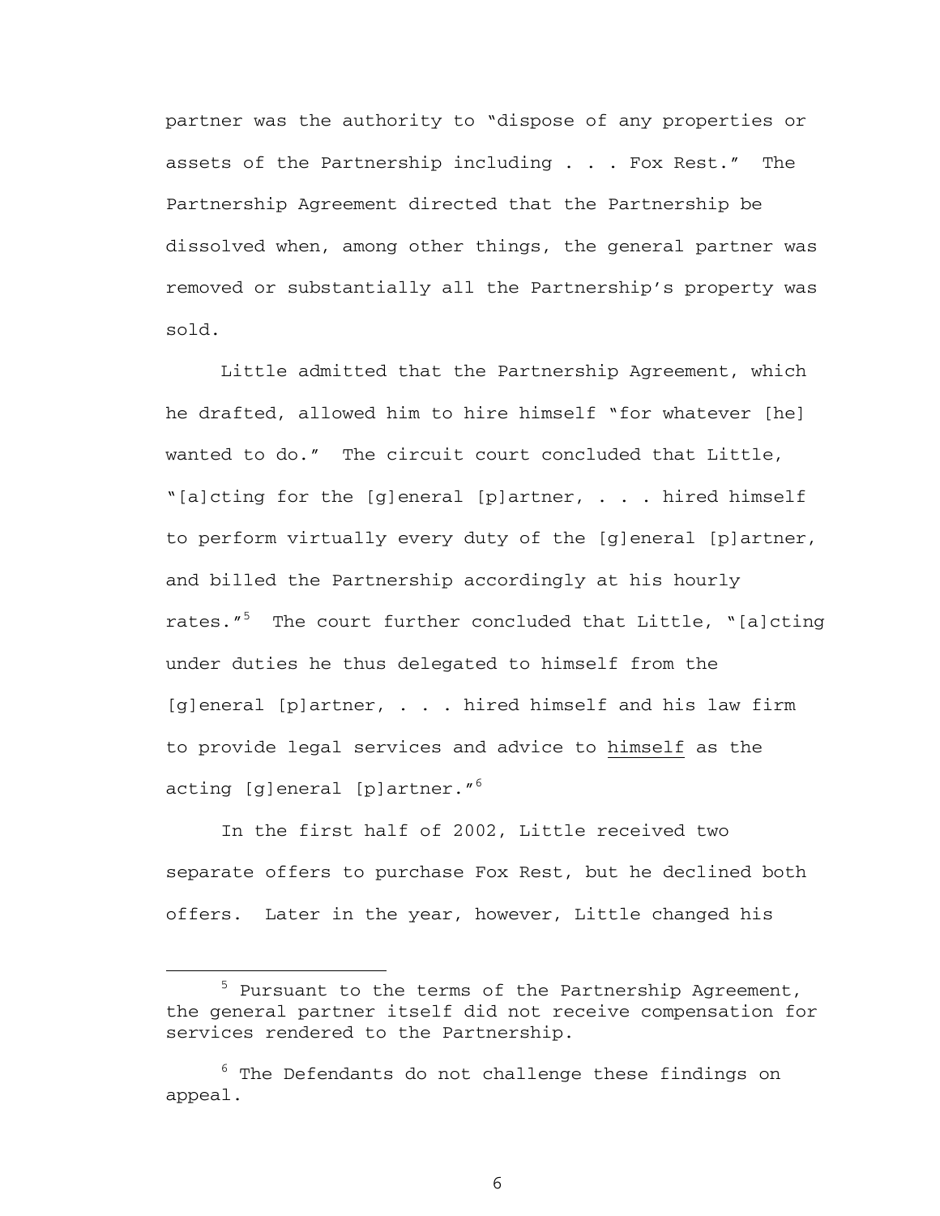partner was the authority to "dispose of any properties or assets of the Partnership including . . . Fox Rest." The Partnership Agreement directed that the Partnership be dissolved when, among other things, the general partner was removed or substantially all the Partnership's property was sold.

Little admitted that the Partnership Agreement, which he drafted, allowed him to hire himself "for whatever [he] wanted to do." The circuit court concluded that Little, "[a]cting for the [g]eneral [p]artner, . . . hired himself to perform virtually every duty of the [g]eneral [p]artner, and billed the Partnership accordingly at his hourly rates."[5] The court further concluded that Little, "[a]cting under duties he thus delegated to himself from the [g]eneral [p]artner, . . . hired himself and his law firm to provide legal services and advice to <u>himself</u> as the acting [g]eneral [p]artner."[6]

In the first half of 2002, Little received two separate offers to purchase Fox Rest, but he declined both offers. Later in the year, however, Little changed his

---

[5] Pursuant to the terms of the Partnership Agreement, the general partner itself did not receive compensation for services rendered to the Partnership.

[6] The Defendants do not challenge these findings on appeal.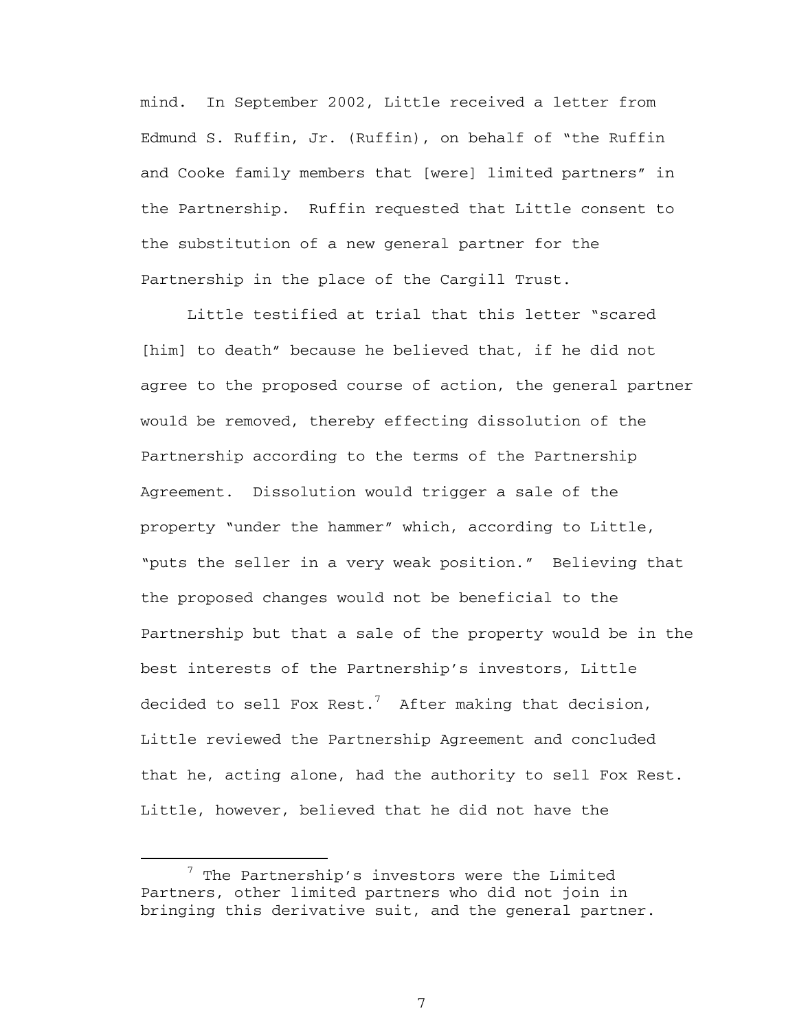mind. In September 2002, Little received a letter from Edmund S. Ruffin, Jr. (Ruffin), on behalf of "the Ruffin and Cooke family members that [were] limited partners" in the Partnership. Ruffin requested that Little consent to the substitution of a new general partner for the Partnership in the place of the Cargill Trust.

Little testified at trial that this letter "scared [him] to death" because he believed that, if he did not agree to the proposed course of action, the general partner would be removed, thereby effecting dissolution of the Partnership according to the terms of the Partnership Agreement. Dissolution would trigger a sale of the property "under the hammer" which, according to Little, "puts the seller in a very weak position." Believing that the proposed changes would not be beneficial to the Partnership but that a sale of the property would be in the best interests of the Partnership's investors, Little decided to sell Fox Rest.[7] After making that decision, Little reviewed the Partnership Agreement and concluded that he, acting alone, had the authority to sell Fox Rest. Little, however, believed that he did not have the

---

[7] The Partnership's investors were the Limited Partners, other limited partners who did not join in bringing this derivative suit, and the general partner.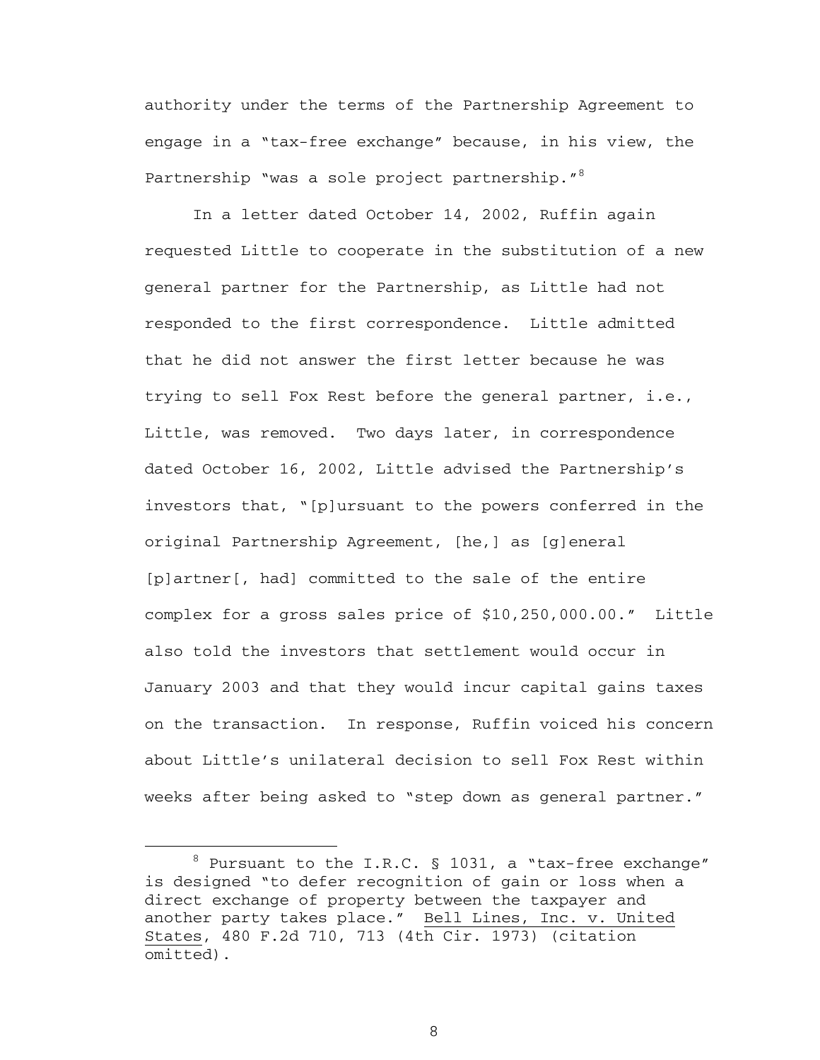authority under the terms of the Partnership Agreement to engage in a "tax-free exchange" because, in his view, the Partnership "was a sole project partnership."[8]

In a letter dated October 14, 2002, Ruffin again requested Little to cooperate in the substitution of a new general partner for the Partnership, as Little had not responded to the first correspondence. Little admitted that he did not answer the first letter because he was trying to sell Fox Rest before the general partner, i.e., Little, was removed. Two days later, in correspondence dated October 16, 2002, Little advised the Partnership's investors that, "[p]ursuant to the powers conferred in the original Partnership Agreement, [he,] as [g]eneral [p]artner[, had] committed to the sale of the entire complex for a gross sales price of $10,250,000.00." Little also told the investors that settlement would occur in January 2003 and that they would incur capital gains taxes on the transaction. In response, Ruffin voiced his concern about Little's unilateral decision to sell Fox Rest within weeks after being asked to "step down as general partner."

---

[8] Pursuant to the I.R.C. § 1031, a "tax-free exchange" is designed "to defer recognition of gain or loss when a direct exchange of property between the taxpayer and another party takes place." <u>Bell Lines, Inc. v. United States</u>, 480 F.2d 710, 713 (4th Cir. 1973) (citation omitted).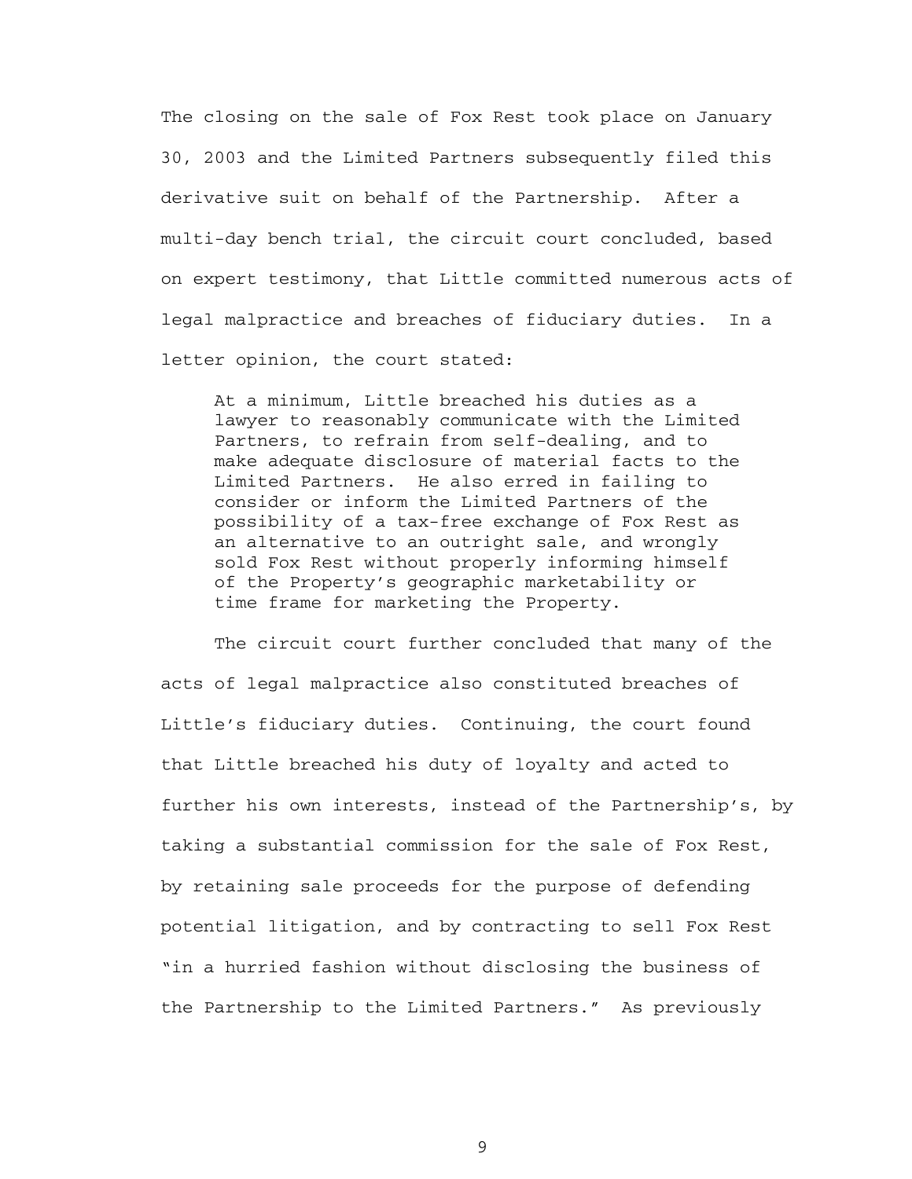The closing on the sale of Fox Rest took place on January 30, 2003 and the Limited Partners subsequently filed this derivative suit on behalf of the Partnership. After a multi-day bench trial, the circuit court concluded, based on expert testimony, that Little committed numerous acts of legal malpractice and breaches of fiduciary duties. In a letter opinion, the court stated:

> At a minimum, Little breached his duties as a lawyer to reasonably communicate with the Limited Partners, to refrain from self-dealing, and to make adequate disclosure of material facts to the Limited Partners. He also erred in failing to consider or inform the Limited Partners of the possibility of a tax-free exchange of Fox Rest as an alternative to an outright sale, and wrongly sold Fox Rest without properly informing himself of the Property's geographic marketability or time frame for marketing the Property.

The circuit court further concluded that many of the acts of legal malpractice also constituted breaches of Little's fiduciary duties. Continuing, the court found that Little breached his duty of loyalty and acted to further his own interests, instead of the Partnership's, by taking a substantial commission for the sale of Fox Rest, by retaining sale proceeds for the purpose of defending potential litigation, and by contracting to sell Fox Rest "in a hurried fashion without disclosing the business of the Partnership to the Limited Partners." As previously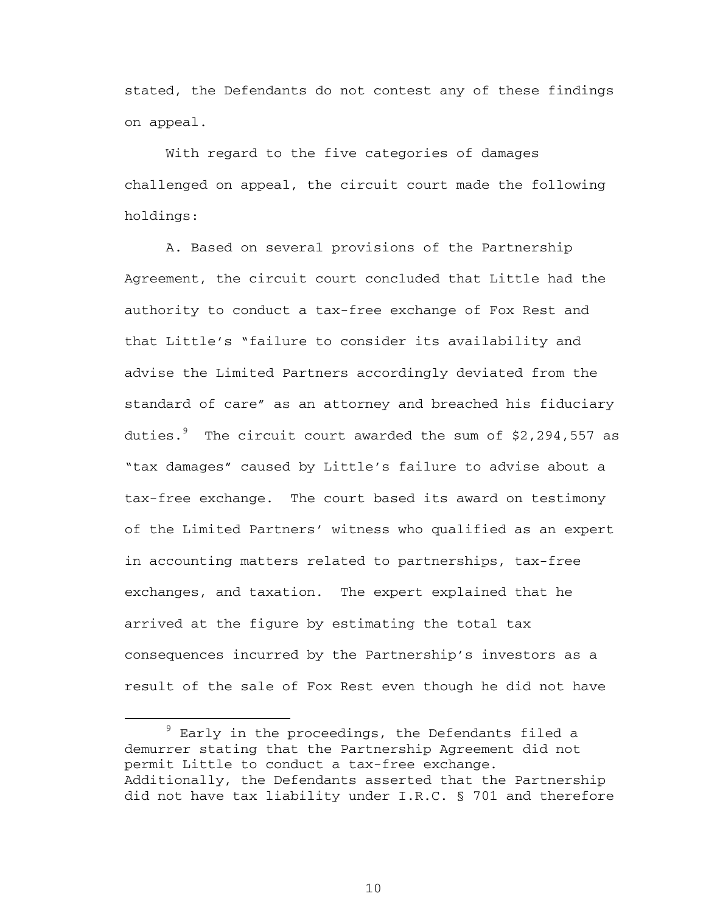stated, the Defendants do not contest any of these findings on appeal.

With regard to the five categories of damages challenged on appeal, the circuit court made the following holdings:

A. Based on several provisions of the Partnership Agreement, the circuit court concluded that Little had the authority to conduct a tax-free exchange of Fox Rest and that Little's "failure to consider its availability and advise the Limited Partners accordingly deviated from the standard of care" as an attorney and breached his fiduciary duties.[9] The circuit court awarded the sum of $2,294,557 as "tax damages" caused by Little's failure to advise about a tax-free exchange. The court based its award on testimony of the Limited Partners' witness who qualified as an expert in accounting matters related to partnerships, tax-free exchanges, and taxation. The expert explained that he arrived at the figure by estimating the total tax consequences incurred by the Partnership's investors as a result of the sale of Fox Rest even though he did not have

[9] Early in the proceedings, the Defendants filed a demurrer stating that the Partnership Agreement did not permit Little to conduct a tax-free exchange. Additionally, the Defendants asserted that the Partnership did not have tax liability under I.R.C. § 701 and therefore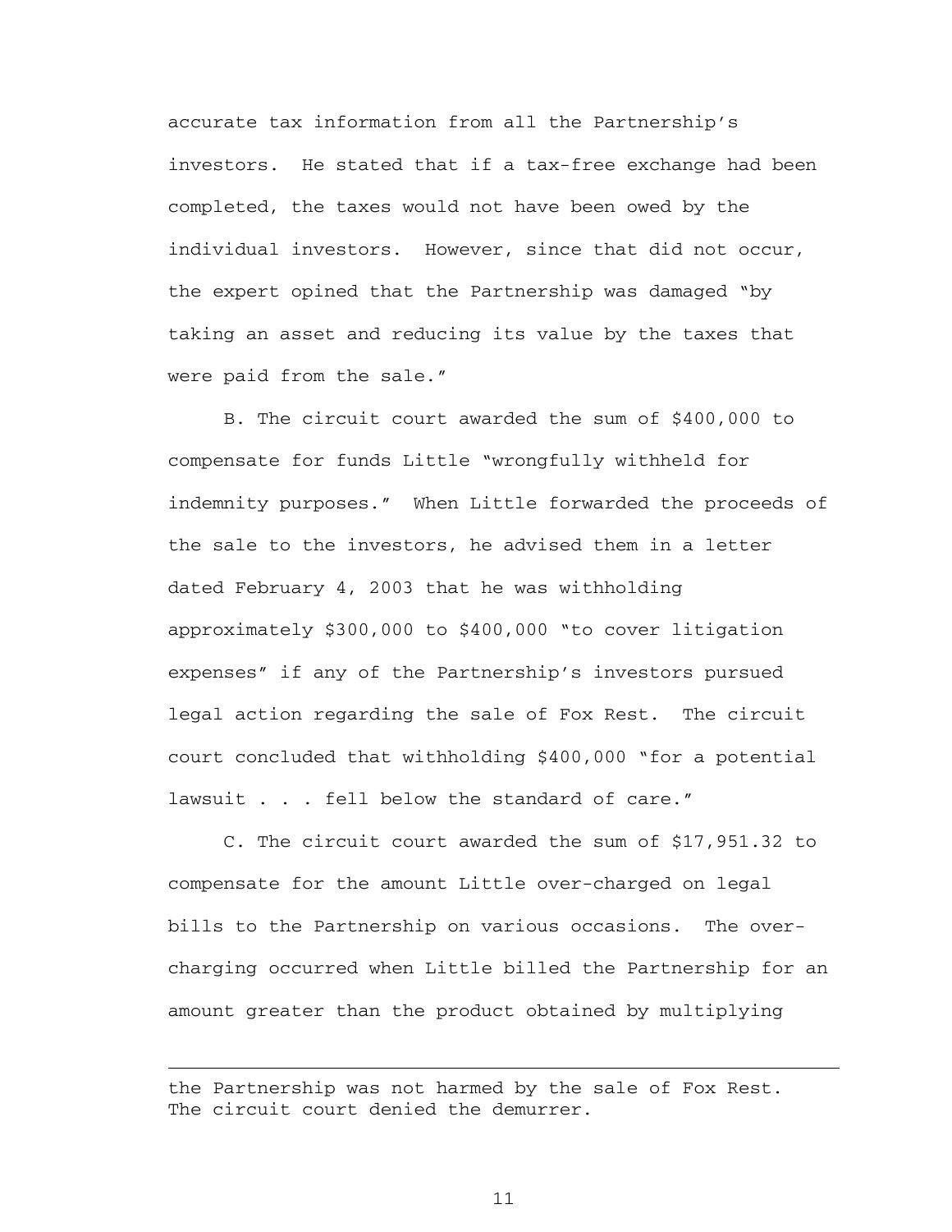accurate tax information from all the Partnership's investors. He stated that if a tax-free exchange had been completed, the taxes would not have been owed by the individual investors. However, since that did not occur, the expert opined that the Partnership was damaged "by taking an asset and reducing its value by the taxes that were paid from the sale."

B. The circuit court awarded the sum of $400,000 to compensate for funds Little "wrongfully withheld for indemnity purposes." When Little forwarded the proceeds of the sale to the investors, he advised them in a letter dated February 4, 2003 that he was withholding approximately $300,000 to $400,000 "to cover litigation expenses" if any of the Partnership's investors pursued legal action regarding the sale of Fox Rest. The circuit court concluded that withholding $400,000 "for a potential lawsuit . . . fell below the standard of care."

C. The circuit court awarded the sum of $17,951.32 to compensate for the amount Little over-charged on legal bills to the Partnership on various occasions. The over-charging occurred when Little billed the Partnership for an amount greater than the product obtained by multiplying

---

the Partnership was not harmed by the sale of Fox Rest. The circuit court denied the demurrer.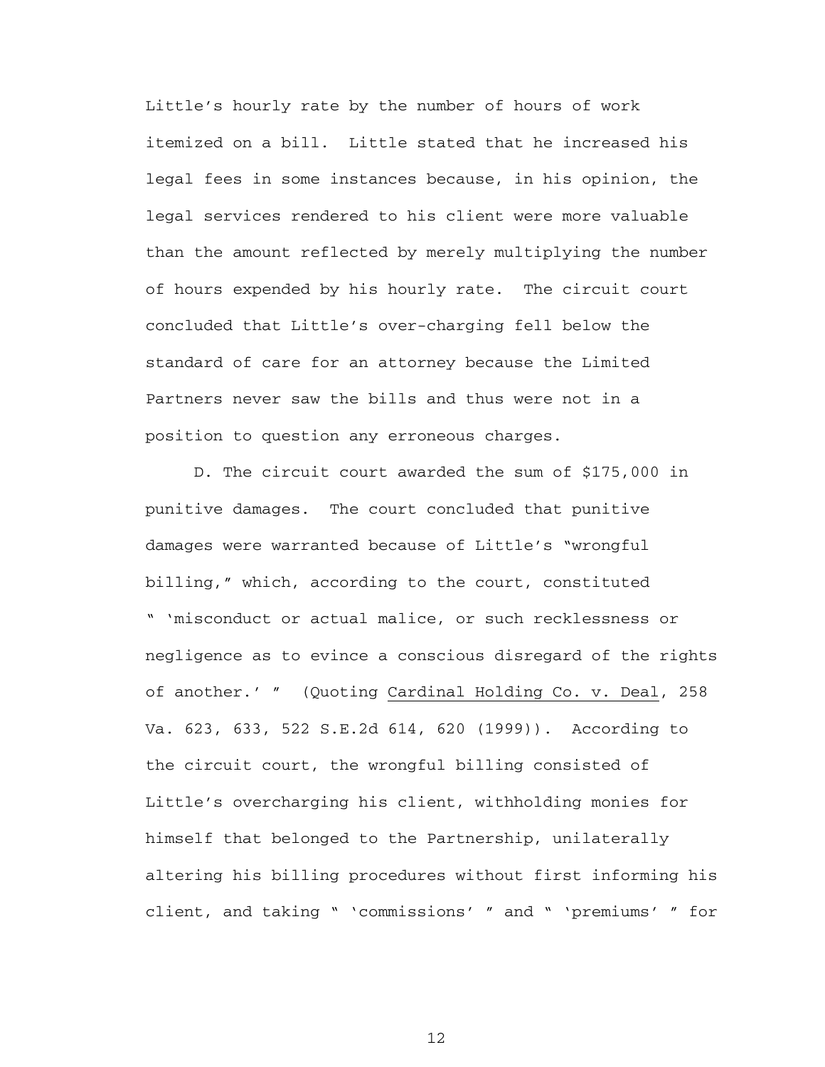Little's hourly rate by the number of hours of work itemized on a bill. Little stated that he increased his legal fees in some instances because, in his opinion, the legal services rendered to his client were more valuable than the amount reflected by merely multiplying the number of hours expended by his hourly rate. The circuit court concluded that Little's over-charging fell below the standard of care for an attorney because the Limited Partners never saw the bills and thus were not in a position to question any erroneous charges.

D. The circuit court awarded the sum of $175,000 in punitive damages. The court concluded that punitive damages were warranted because of Little's "wrongful billing," which, according to the court, constituted " 'misconduct or actual malice, or such recklessness or negligence as to evince a conscious disregard of the rights of another.' " (Quoting Cardinal Holding Co. v. Deal, 258 Va. 623, 633, 522 S.E.2d 614, 620 (1999)). According to the circuit court, the wrongful billing consisted of Little's overcharging his client, withholding monies for himself that belonged to the Partnership, unilaterally altering his billing procedures without first informing his client, and taking " 'commissions' " and " 'premiums' " for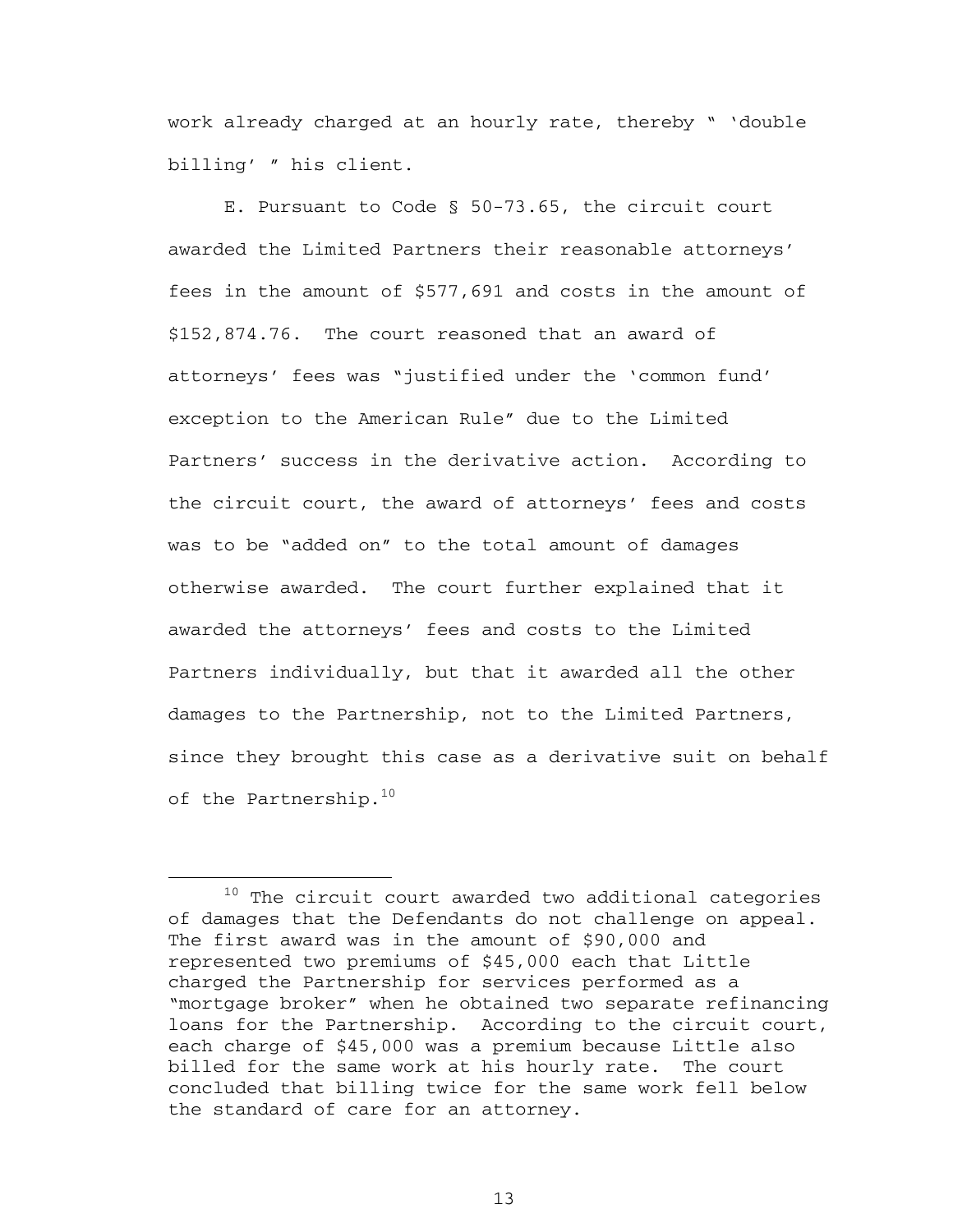work already charged at an hourly rate, thereby " 'double billing' " his client.

E. Pursuant to Code § 50-73.65, the circuit court awarded the Limited Partners their reasonable attorneys' fees in the amount of $577,691 and costs in the amount of $152,874.76. The court reasoned that an award of attorneys' fees was "justified under the 'common fund' exception to the American Rule" due to the Limited Partners' success in the derivative action. According to the circuit court, the award of attorneys' fees and costs was to be "added on" to the total amount of damages otherwise awarded. The court further explained that it awarded the attorneys' fees and costs to the Limited Partners individually, but that it awarded all the other damages to the Partnership, not to the Limited Partners, since they brought this case as a derivative suit on behalf of the Partnership.[10]

---

[10] The circuit court awarded two additional categories of damages that the Defendants do not challenge on appeal. The first award was in the amount of $90,000 and represented two premiums of $45,000 each that Little charged the Partnership for services performed as a "mortgage broker" when he obtained two separate refinancing loans for the Partnership. According to the circuit court, each charge of $45,000 was a premium because Little also billed for the same work at his hourly rate. The court concluded that billing twice for the same work fell below the standard of care for an attorney.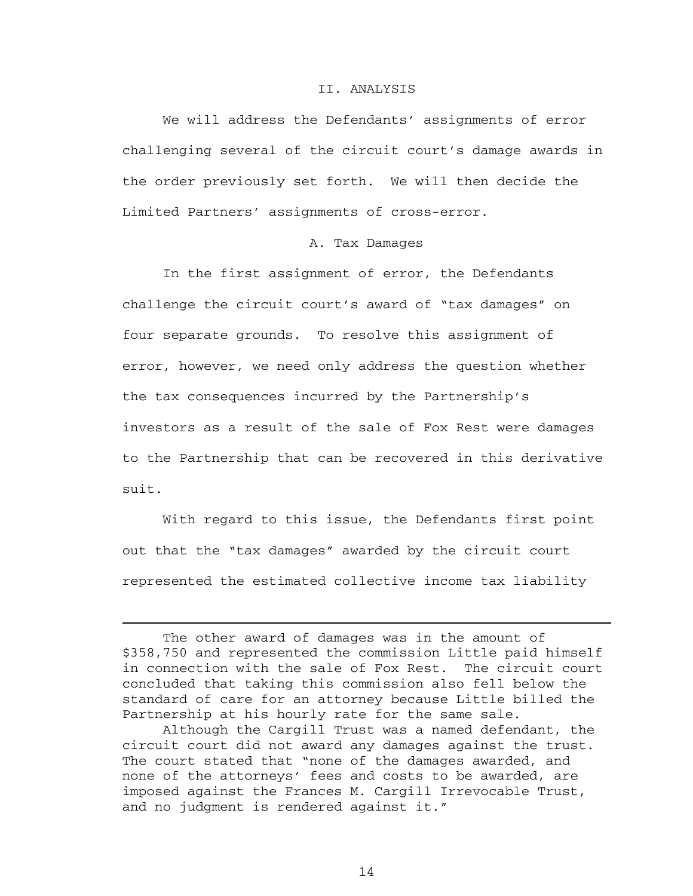## II. ANALYSIS

We will address the Defendants' assignments of error challenging several of the circuit court's damage awards in the order previously set forth. We will then decide the Limited Partners' assignments of cross-error.

### A. Tax Damages

In the first assignment of error, the Defendants challenge the circuit court's award of "tax damages" on four separate grounds. To resolve this assignment of error, however, we need only address the question whether the tax consequences incurred by the Partnership's investors as a result of the sale of Fox Rest were damages to the Partnership that can be recovered in this derivative suit.

With regard to this issue, the Defendants first point out that the "tax damages" awarded by the circuit court represented the estimated collective income tax liability

---

The other award of damages was in the amount of $358,750 and represented the commission Little paid himself in connection with the sale of Fox Rest. The circuit court concluded that taking this commission also fell below the standard of care for an attorney because Little billed the Partnership at his hourly rate for the same sale.

Although the Cargill Trust was a named defendant, the circuit court did not award any damages against the trust. The court stated that "none of the damages awarded, and none of the attorneys' fees and costs to be awarded, are imposed against the Frances M. Cargill Irrevocable Trust, and no judgment is rendered against it."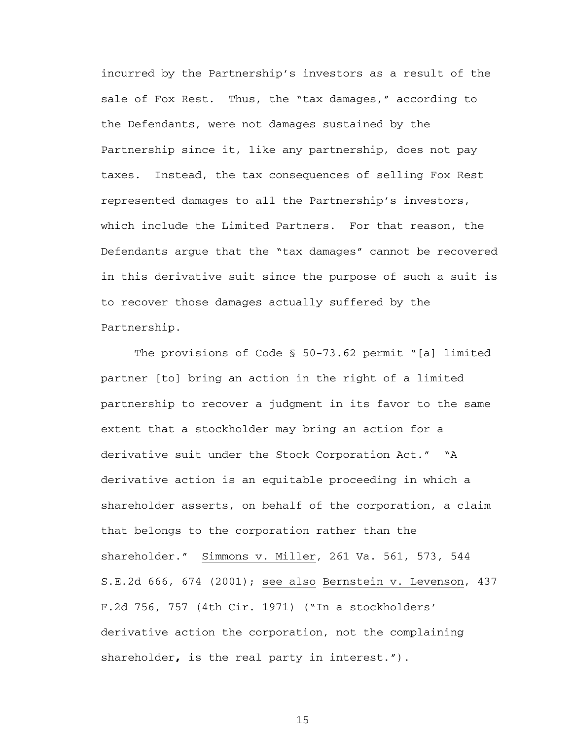incurred by the Partnership's investors as a result of the sale of Fox Rest. Thus, the "tax damages," according to the Defendants, were not damages sustained by the Partnership since it, like any partnership, does not pay taxes. Instead, the tax consequences of selling Fox Rest represented damages to all the Partnership's investors, which include the Limited Partners. For that reason, the Defendants argue that the "tax damages" cannot be recovered in this derivative suit since the purpose of such a suit is to recover those damages actually suffered by the Partnership.

The provisions of Code § 50-73.62 permit "[a] limited partner [to] bring an action in the right of a limited partnership to recover a judgment in its favor to the same extent that a stockholder may bring an action for a derivative suit under the Stock Corporation Act." "A derivative action is an equitable proceeding in which a shareholder asserts, on behalf of the corporation, a claim that belongs to the corporation rather than the shareholder." Simmons v. Miller, 261 Va. 561, 573, 544 S.E.2d 666, 674 (2001); see also Bernstein v. Levenson, 437 F.2d 756, 757 (4th Cir. 1971) ("In a stockholders' derivative action the corporation, not the complaining shareholder, is the real party in interest.").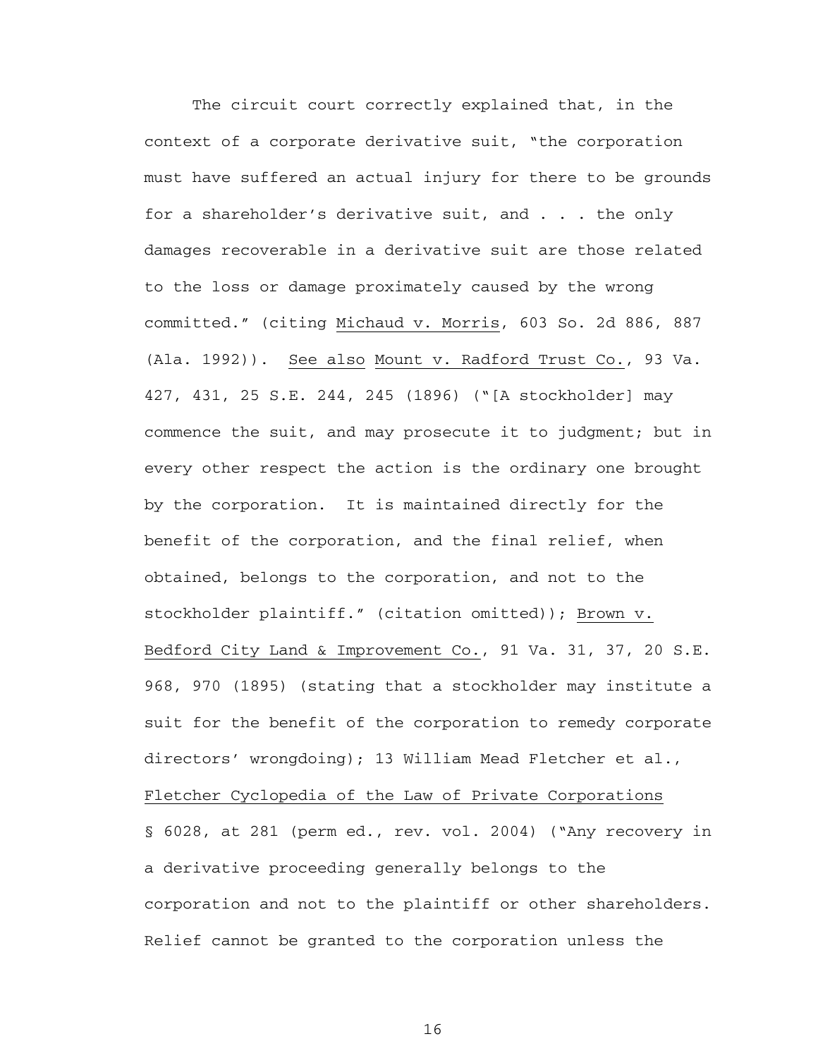The circuit court correctly explained that, in the context of a corporate derivative suit, "the corporation must have suffered an actual injury for there to be grounds for a shareholder's derivative suit, and . . . the only damages recoverable in a derivative suit are those related to the loss or damage proximately caused by the wrong committed." (citing Michaud v. Morris, 603 So. 2d 886, 887 (Ala. 1992)). See also Mount v. Radford Trust Co., 93 Va. 427, 431, 25 S.E. 244, 245 (1896) ("[A stockholder] may commence the suit, and may prosecute it to judgment; but in every other respect the action is the ordinary one brought by the corporation. It is maintained directly for the benefit of the corporation, and the final relief, when obtained, belongs to the corporation, and not to the stockholder plaintiff." (citation omitted)); Brown v. Bedford City Land & Improvement Co., 91 Va. 31, 37, 20 S.E. 968, 970 (1895) (stating that a stockholder may institute a suit for the benefit of the corporation to remedy corporate directors' wrongdoing); 13 William Mead Fletcher et al., Fletcher Cyclopedia of the Law of Private Corporations § 6028, at 281 (perm ed., rev. vol. 2004) ("Any recovery in a derivative proceeding generally belongs to the corporation and not to the plaintiff or other shareholders. Relief cannot be granted to the corporation unless the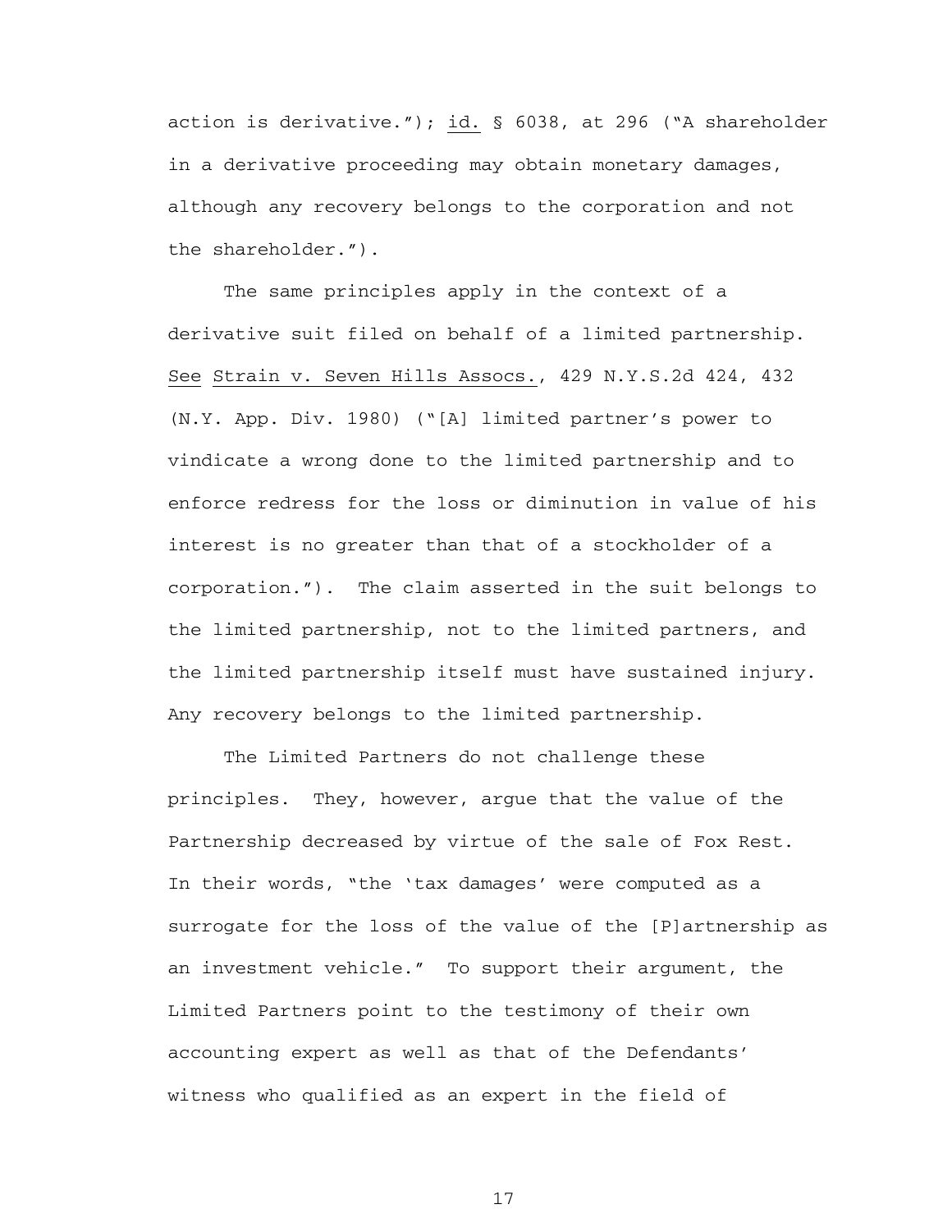action is derivative."); id. § 6038, at 296 ("A shareholder in a derivative proceeding may obtain monetary damages, although any recovery belongs to the corporation and not the shareholder.").

The same principles apply in the context of a derivative suit filed on behalf of a limited partnership. See Strain v. Seven Hills Assocs., 429 N.Y.S.2d 424, 432 (N.Y. App. Div. 1980) ("[A] limited partner's power to vindicate a wrong done to the limited partnership and to enforce redress for the loss or diminution in value of his interest is no greater than that of a stockholder of a corporation."). The claim asserted in the suit belongs to the limited partnership, not to the limited partners, and the limited partnership itself must have sustained injury. Any recovery belongs to the limited partnership.

The Limited Partners do not challenge these principles. They, however, argue that the value of the Partnership decreased by virtue of the sale of Fox Rest. In their words, "the 'tax damages' were computed as a surrogate for the loss of the value of the [P]artnership as an investment vehicle." To support their argument, the Limited Partners point to the testimony of their own accounting expert as well as that of the Defendants' witness who qualified as an expert in the field of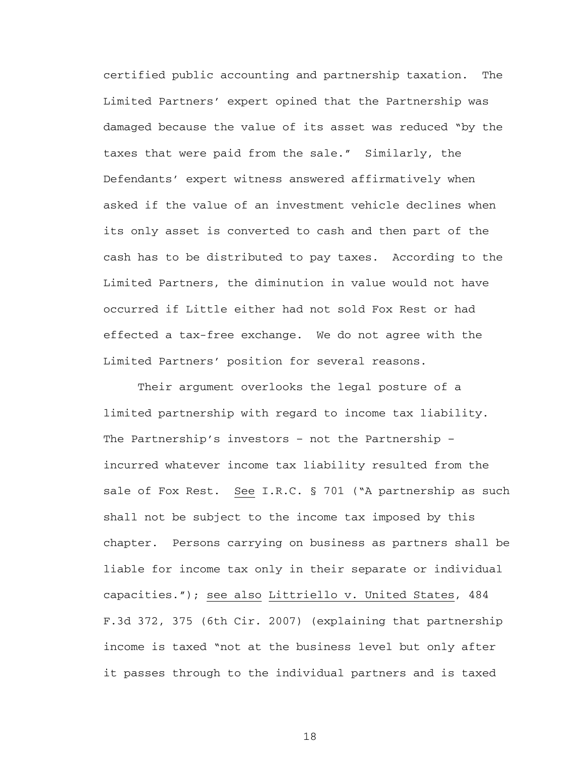certified public accounting and partnership taxation. The Limited Partners' expert opined that the Partnership was damaged because the value of its asset was reduced "by the taxes that were paid from the sale." Similarly, the Defendants' expert witness answered affirmatively when asked if the value of an investment vehicle declines when its only asset is converted to cash and then part of the cash has to be distributed to pay taxes. According to the Limited Partners, the diminution in value would not have occurred if Little either had not sold Fox Rest or had effected a tax-free exchange. We do not agree with the Limited Partners' position for several reasons.

Their argument overlooks the legal posture of a limited partnership with regard to income tax liability. The Partnership's investors – not the Partnership – incurred whatever income tax liability resulted from the sale of Fox Rest. See I.R.C. § 701 ("A partnership as such shall not be subject to the income tax imposed by this chapter. Persons carrying on business as partners shall be liable for income tax only in their separate or individual capacities."); see also Littriello v. United States, 484 F.3d 372, 375 (6th Cir. 2007) (explaining that partnership income is taxed "not at the business level but only after it passes through to the individual partners and is taxed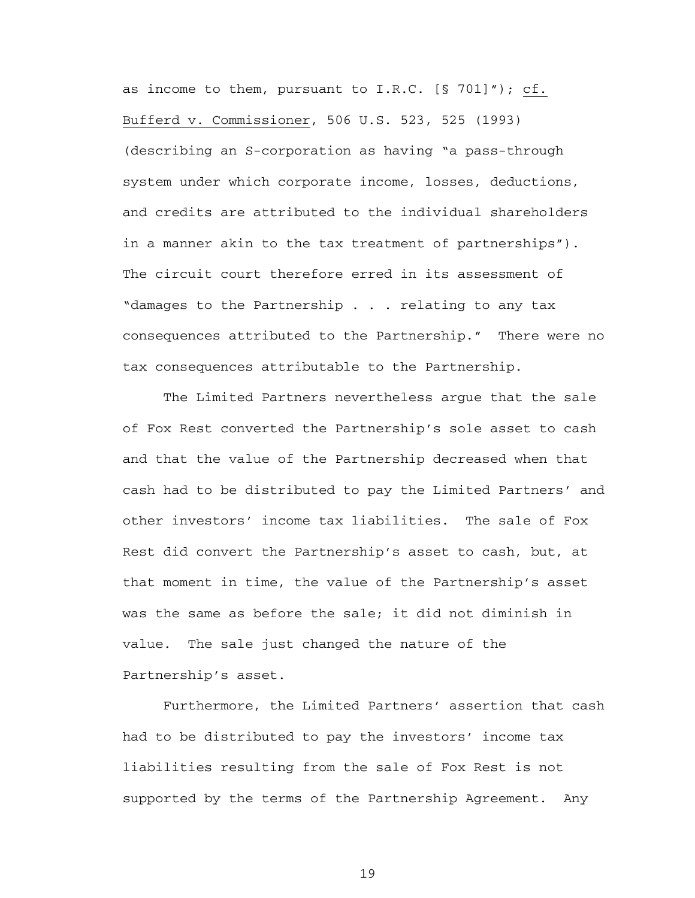as income to them, pursuant to I.R.C. [§ 701]"); cf. Bufferd v. Commissioner, 506 U.S. 523, 525 (1993) (describing an S-corporation as having "a pass-through system under which corporate income, losses, deductions, and credits are attributed to the individual shareholders in a manner akin to the tax treatment of partnerships"). The circuit court therefore erred in its assessment of "damages to the Partnership . . . relating to any tax consequences attributed to the Partnership." There were no tax consequences attributable to the Partnership.

The Limited Partners nevertheless argue that the sale of Fox Rest converted the Partnership's sole asset to cash and that the value of the Partnership decreased when that cash had to be distributed to pay the Limited Partners' and other investors' income tax liabilities. The sale of Fox Rest did convert the Partnership's asset to cash, but, at that moment in time, the value of the Partnership's asset was the same as before the sale; it did not diminish in value. The sale just changed the nature of the Partnership's asset.

Furthermore, the Limited Partners' assertion that cash had to be distributed to pay the investors' income tax liabilities resulting from the sale of Fox Rest is not supported by the terms of the Partnership Agreement. Any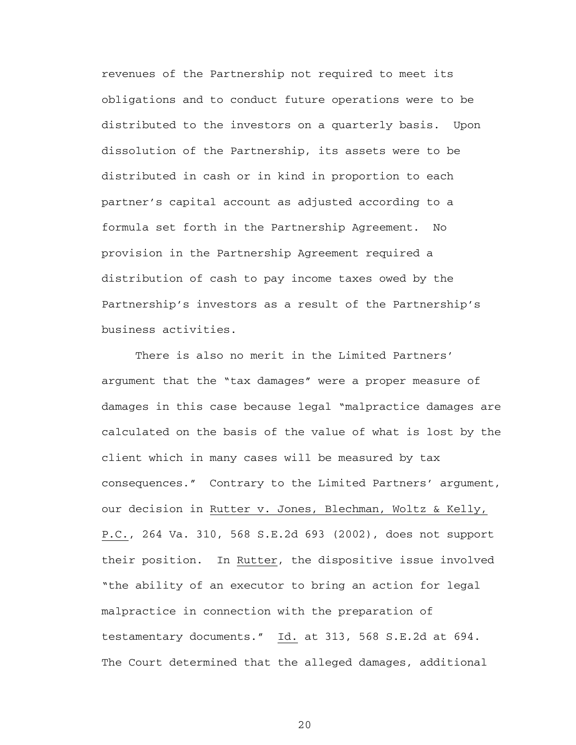revenues of the Partnership not required to meet its obligations and to conduct future operations were to be distributed to the investors on a quarterly basis. Upon dissolution of the Partnership, its assets were to be distributed in cash or in kind in proportion to each partner's capital account as adjusted according to a formula set forth in the Partnership Agreement. No provision in the Partnership Agreement required a distribution of cash to pay income taxes owed by the Partnership's investors as a result of the Partnership's business activities.

There is also no merit in the Limited Partners' argument that the "tax damages" were a proper measure of damages in this case because legal "malpractice damages are calculated on the basis of the value of what is lost by the client which in many cases will be measured by tax consequences." Contrary to the Limited Partners' argument, our decision in Rutter v. Jones, Blechman, Woltz & Kelly, P.C., 264 Va. 310, 568 S.E.2d 693 (2002), does not support their position. In Rutter, the dispositive issue involved "the ability of an executor to bring an action for legal malpractice in connection with the preparation of testamentary documents." Id. at 313, 568 S.E.2d at 694. The Court determined that the alleged damages, additional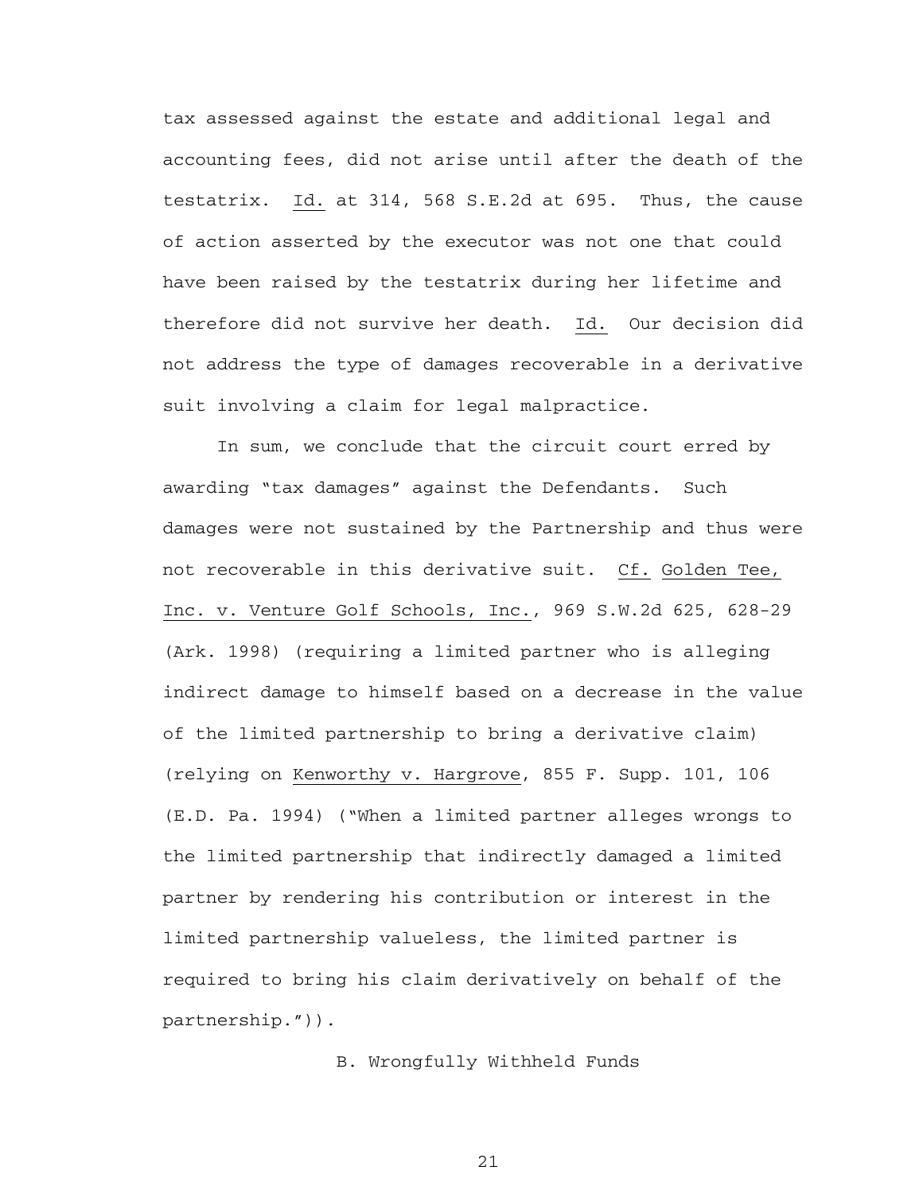tax assessed against the estate and additional legal and accounting fees, did not arise until after the death of the testatrix. Id. at 314, 568 S.E.2d at 695. Thus, the cause of action asserted by the executor was not one that could have been raised by the testatrix during her lifetime and therefore did not survive her death. Id. Our decision did not address the type of damages recoverable in a derivative suit involving a claim for legal malpractice.

In sum, we conclude that the circuit court erred by awarding "tax damages" against the Defendants. Such damages were not sustained by the Partnership and thus were not recoverable in this derivative suit. Cf. Golden Tee, Inc. v. Venture Golf Schools, Inc., 969 S.W.2d 625, 628-29 (Ark. 1998) (requiring a limited partner who is alleging indirect damage to himself based on a decrease in the value of the limited partnership to bring a derivative claim) (relying on Kenworthy v. Hargrove, 855 F. Supp. 101, 106 (E.D. Pa. 1994) ("When a limited partner alleges wrongs to the limited partnership that indirectly damaged a limited partner by rendering his contribution or interest in the limited partnership valueless, the limited partner is required to bring his claim derivatively on behalf of the partnership.")).

### B. Wrongfully Withheld Funds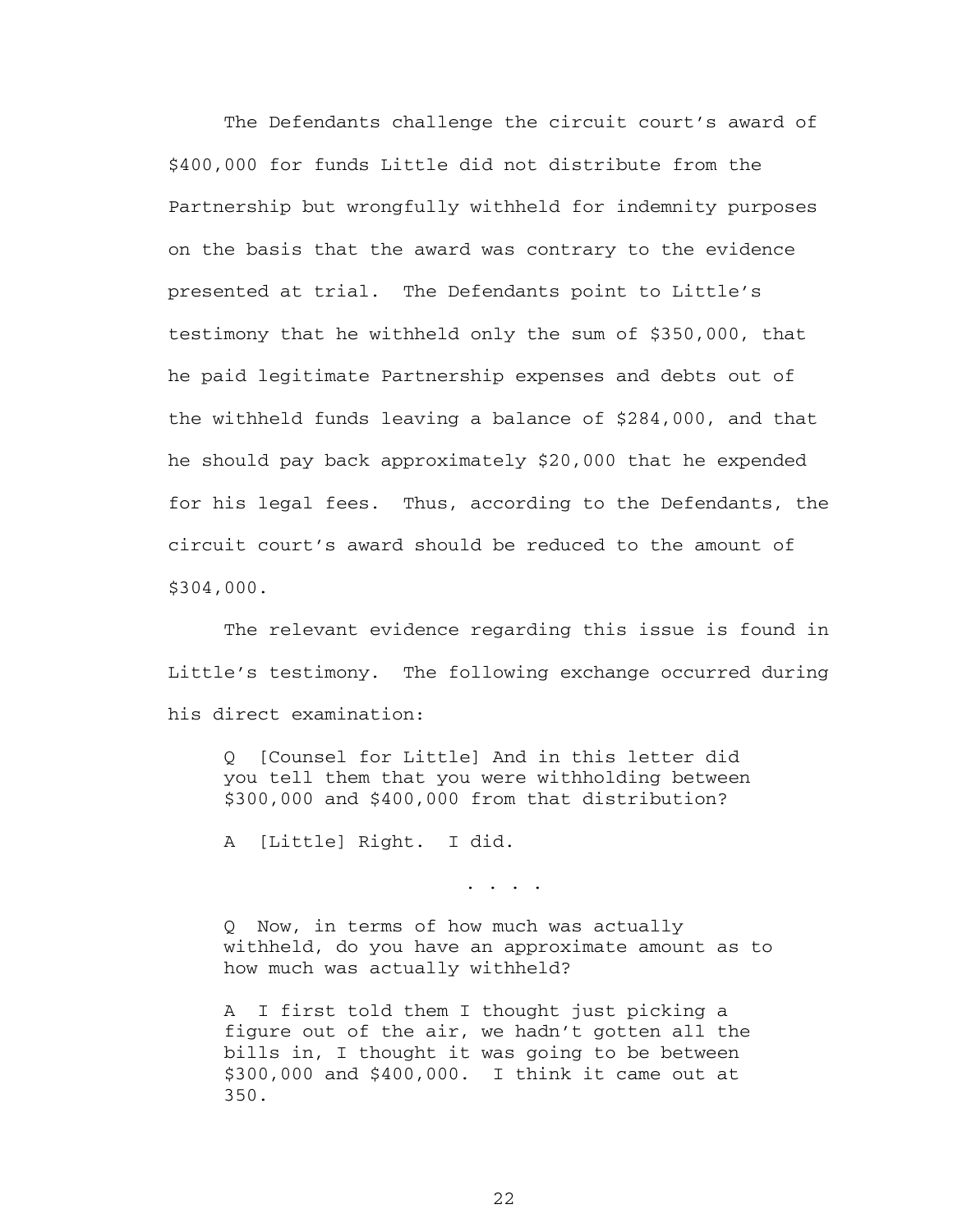The Defendants challenge the circuit court's award of $400,000 for funds Little did not distribute from the Partnership but wrongfully withheld for indemnity purposes on the basis that the award was contrary to the evidence presented at trial. The Defendants point to Little's testimony that he withheld only the sum of $350,000, that he paid legitimate Partnership expenses and debts out of the withheld funds leaving a balance of $284,000, and that he should pay back approximately $20,000 that he expended for his legal fees. Thus, according to the Defendants, the circuit court's award should be reduced to the amount of $304,000.

The relevant evidence regarding this issue is found in Little's testimony. The following exchange occurred during his direct examination:

> Q [Counsel for Little] And in this letter did you tell them that you were withholding between $300,000 and $400,000 from that distribution?
>
> A [Little] Right. I did.
>
> . . . .
>
> Q Now, in terms of how much was actually withheld, do you have an approximate amount as to how much was actually withheld?
>
> A I first told them I thought just picking a figure out of the air, we hadn't gotten all the bills in, I thought it was going to be between $300,000 and $400,000. I think it came out at 350.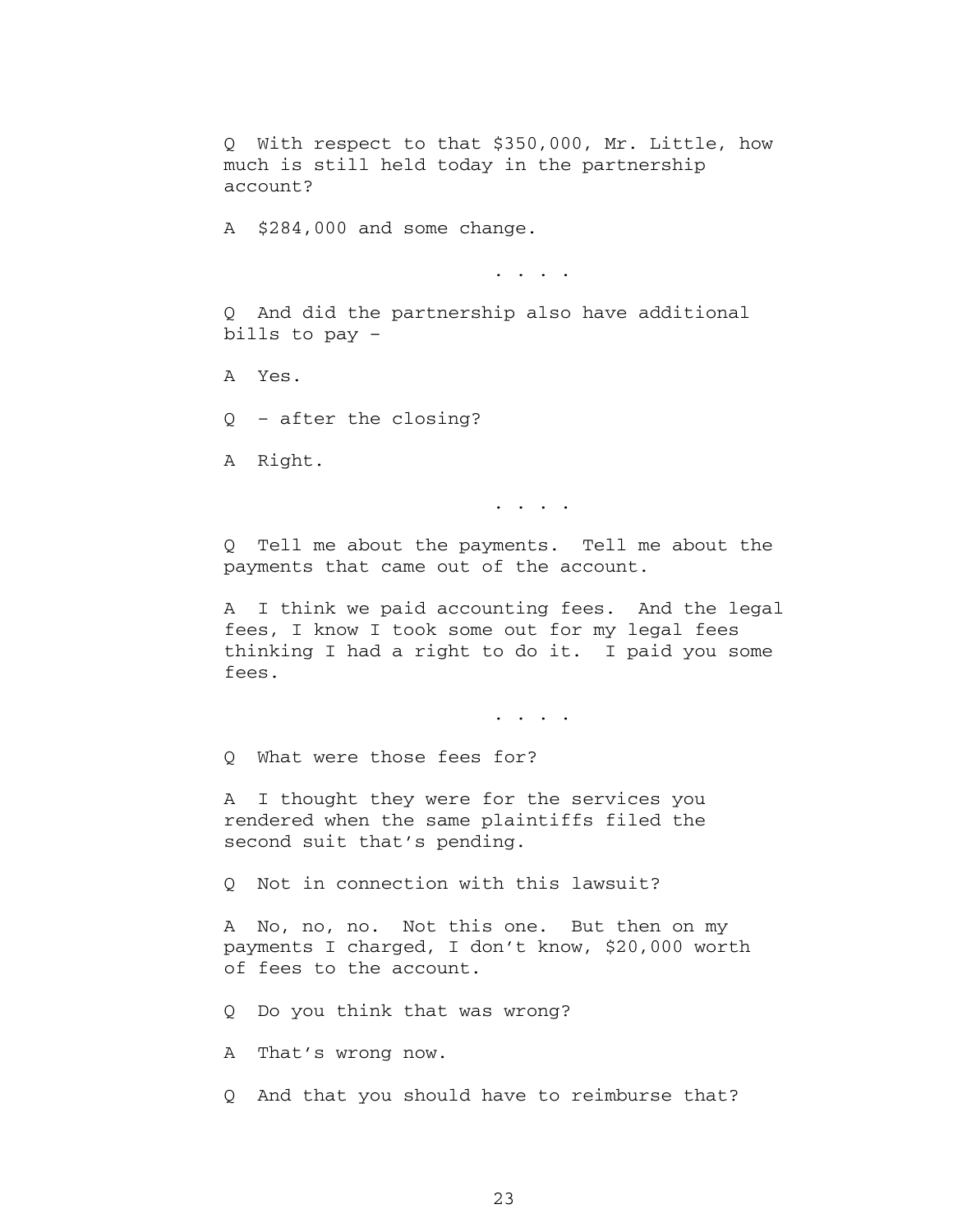Q With respect to that $350,000, Mr. Little, how much is still held today in the partnership account?

A $284,000 and some change.

. . . .

Q And did the partnership also have additional bills to pay –

A Yes.

Q – after the closing?

A Right.

. . . .

Q Tell me about the payments. Tell me about the payments that came out of the account.

A I think we paid accounting fees. And the legal fees, I know I took some out for my legal fees thinking I had a right to do it. I paid you some fees.

. . . .

Q What were those fees for?

A I thought they were for the services you rendered when the same plaintiffs filed the second suit that's pending.

Q Not in connection with this lawsuit?

A No, no, no. Not this one. But then on my payments I charged, I don't know, $20,000 worth of fees to the account.

Q Do you think that was wrong?

A That's wrong now.

Q And that you should have to reimburse that?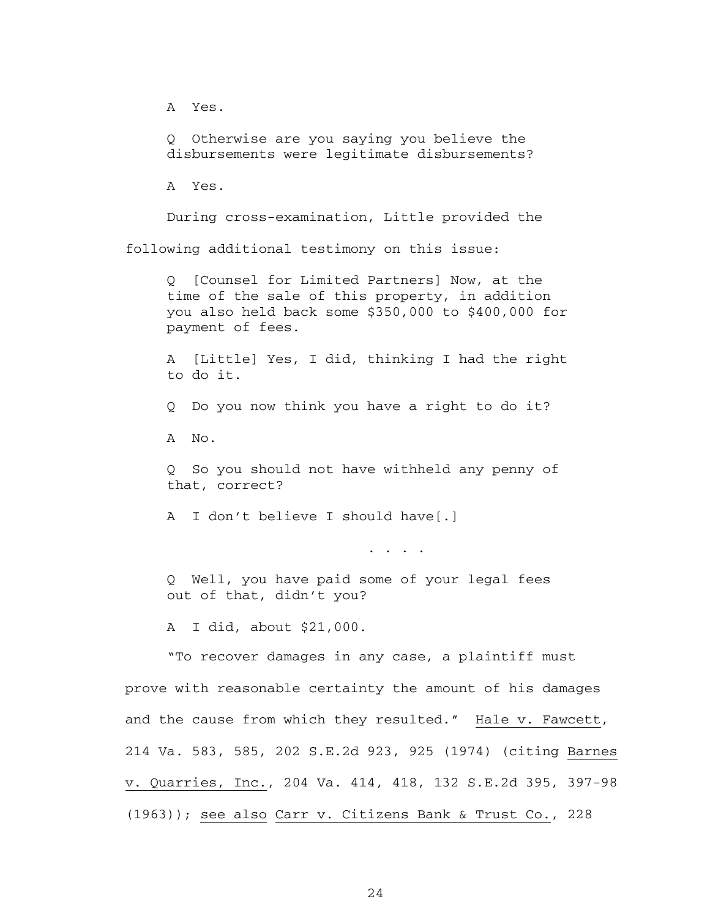> A Yes.
>
> Q Otherwise are you saying you believe the disbursements were legitimate disbursements?
>
> A Yes.

During cross-examination, Little provided the following additional testimony on this issue:

> Q [Counsel for Limited Partners] Now, at the time of the sale of this property, in addition you also held back some $350,000 to $400,000 for payment of fees.
>
> A [Little] Yes, I did, thinking I had the right to do it.
>
> Q Do you now think you have a right to do it?
>
> A No.
>
> Q So you should not have withheld any penny of that, correct?
>
> A I don't believe I should have[.]
>
> . . . .
>
> Q Well, you have paid some of your legal fees out of that, didn't you?
>
> A I did, about $21,000.

"To recover damages in any case, a plaintiff must prove with reasonable certainty the amount of his damages and the cause from which they resulted." Hale v. Fawcett, 214 Va. 583, 585, 202 S.E.2d 923, 925 (1974) (citing Barnes v. Quarries, Inc., 204 Va. 414, 418, 132 S.E.2d 395, 397-98 (1963)); see also Carr v. Citizens Bank & Trust Co., 228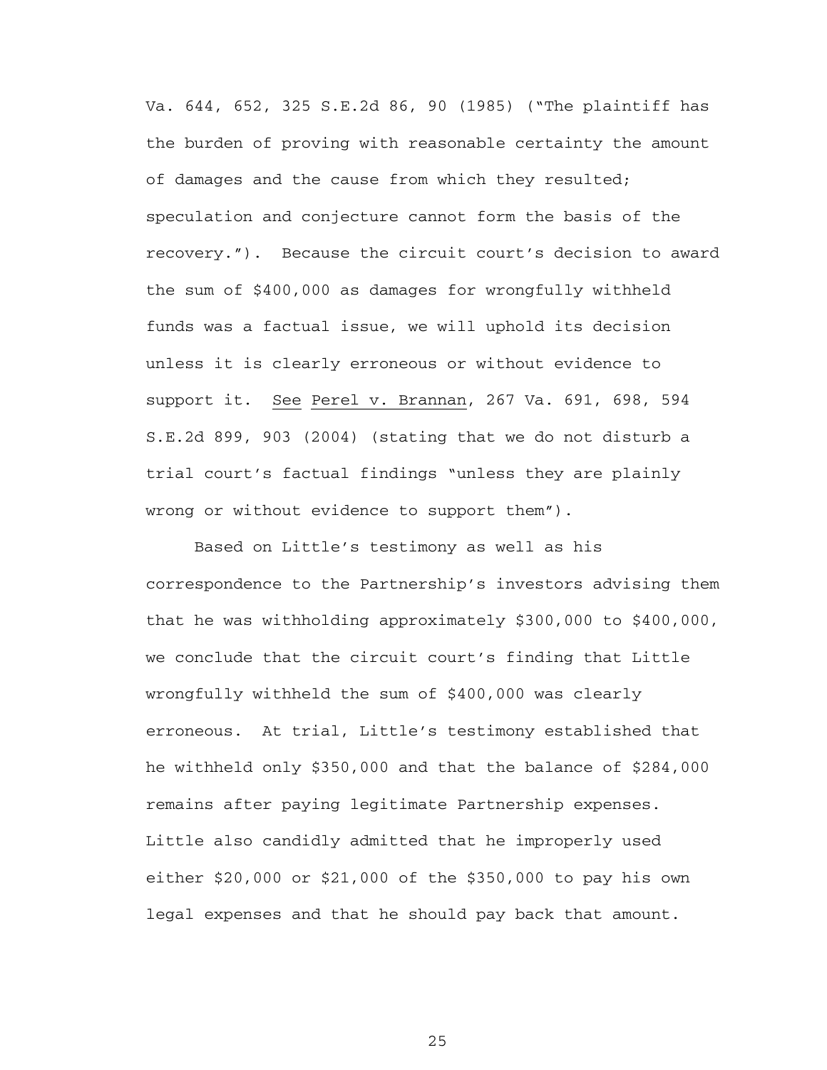Va. 644, 652, 325 S.E.2d 86, 90 (1985) ("The plaintiff has the burden of proving with reasonable certainty the amount of damages and the cause from which they resulted; speculation and conjecture cannot form the basis of the recovery."). Because the circuit court's decision to award the sum of $400,000 as damages for wrongfully withheld funds was a factual issue, we will uphold its decision unless it is clearly erroneous or without evidence to support it. See Perel v. Brannan, 267 Va. 691, 698, 594 S.E.2d 899, 903 (2004) (stating that we do not disturb a trial court's factual findings "unless they are plainly wrong or without evidence to support them").

Based on Little's testimony as well as his correspondence to the Partnership's investors advising them that he was withholding approximately $300,000 to $400,000, we conclude that the circuit court's finding that Little wrongfully withheld the sum of $400,000 was clearly erroneous. At trial, Little's testimony established that he withheld only $350,000 and that the balance of $284,000 remains after paying legitimate Partnership expenses. Little also candidly admitted that he improperly used either $20,000 or $21,000 of the $350,000 to pay his own legal expenses and that he should pay back that amount.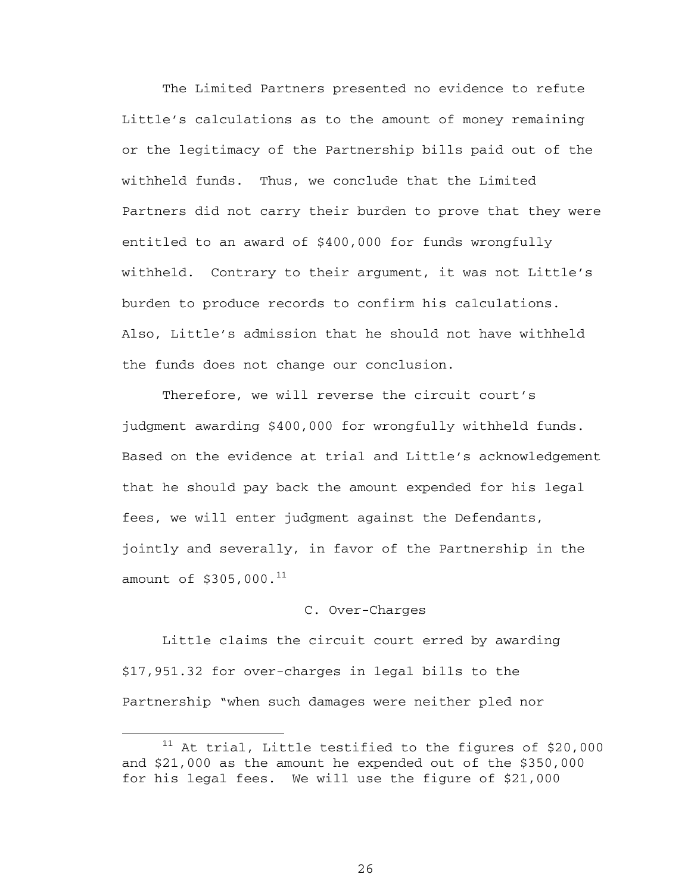The Limited Partners presented no evidence to refute Little's calculations as to the amount of money remaining or the legitimacy of the Partnership bills paid out of the withheld funds. Thus, we conclude that the Limited Partners did not carry their burden to prove that they were entitled to an award of $400,000 for funds wrongfully withheld. Contrary to their argument, it was not Little's burden to produce records to confirm his calculations. Also, Little's admission that he should not have withheld the funds does not change our conclusion.

Therefore, we will reverse the circuit court's judgment awarding $400,000 for wrongfully withheld funds. Based on the evidence at trial and Little's acknowledgement that he should pay back the amount expended for his legal fees, we will enter judgment against the Defendants, jointly and severally, in favor of the Partnership in the amount of $305,000.[11]

C. Over-Charges

Little claims the circuit court erred by awarding $17,951.32 for over-charges in legal bills to the Partnership "when such damages were neither pled nor

---

[11] At trial, Little testified to the figures of $20,000 and $21,000 as the amount he expended out of the $350,000 for his legal fees. We will use the figure of $21,000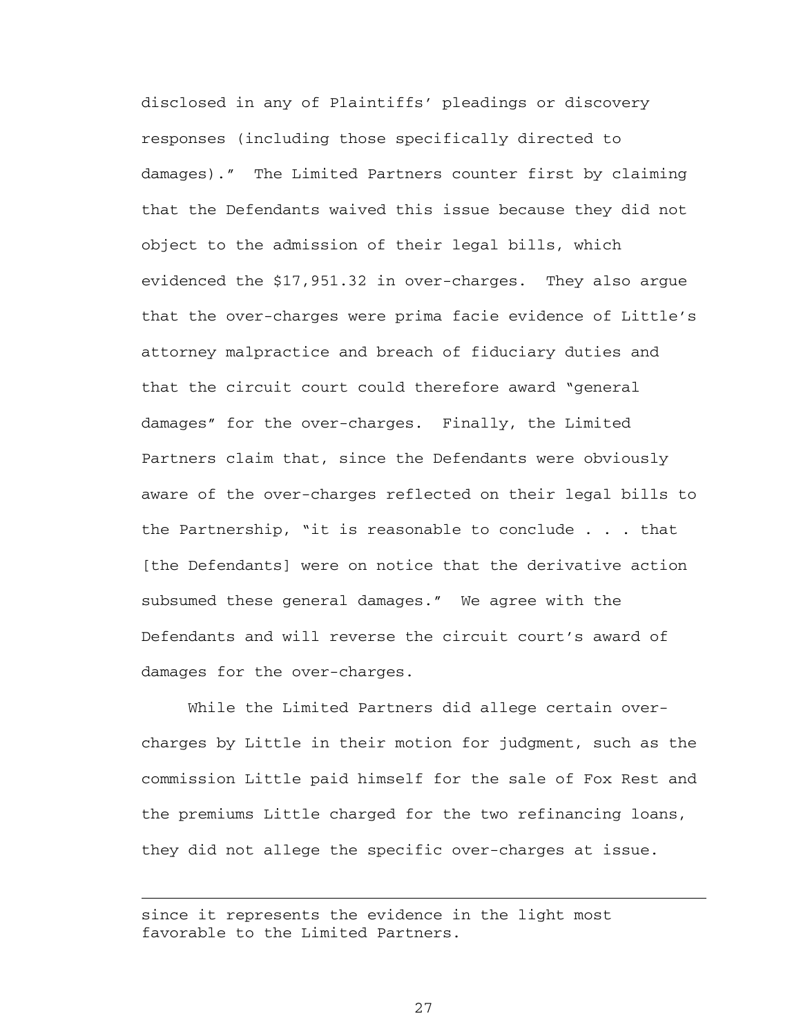disclosed in any of Plaintiffs' pleadings or discovery responses (including those specifically directed to damages)." The Limited Partners counter first by claiming that the Defendants waived this issue because they did not object to the admission of their legal bills, which evidenced the $17,951.32 in over-charges. They also argue that the over-charges were prima facie evidence of Little's attorney malpractice and breach of fiduciary duties and that the circuit court could therefore award "general damages" for the over-charges. Finally, the Limited Partners claim that, since the Defendants were obviously aware of the over-charges reflected on their legal bills to the Partnership, "it is reasonable to conclude . . . that [the Defendants] were on notice that the derivative action subsumed these general damages." We agree with the Defendants and will reverse the circuit court's award of damages for the over-charges.

While the Limited Partners did allege certain over-charges by Little in their motion for judgment, such as the commission Little paid himself for the sale of Fox Rest and the premiums Little charged for the two refinancing loans, they did not allege the specific over-charges at issue.

---

since it represents the evidence in the light most favorable to the Limited Partners.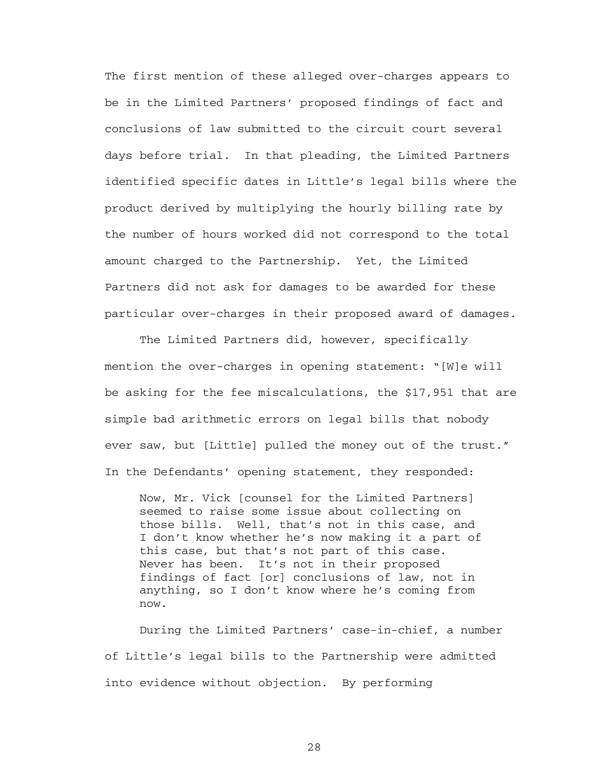The first mention of these alleged over-charges appears to be in the Limited Partners' proposed findings of fact and conclusions of law submitted to the circuit court several days before trial. In that pleading, the Limited Partners identified specific dates in Little's legal bills where the product derived by multiplying the hourly billing rate by the number of hours worked did not correspond to the total amount charged to the Partnership. Yet, the Limited Partners did not ask for damages to be awarded for these particular over-charges in their proposed award of damages.

The Limited Partners did, however, specifically mention the over-charges in opening statement: "[W]e will be asking for the fee miscalculations, the $17,951 that are simple bad arithmetic errors on legal bills that nobody ever saw, but [Little] pulled the money out of the trust." In the Defendants' opening statement, they responded:

> Now, Mr. Vick [counsel for the Limited Partners] seemed to raise some issue about collecting on those bills. Well, that's not in this case, and I don't know whether he's now making it a part of this case, but that's not part of this case. Never has been. It's not in their proposed findings of fact [or] conclusions of law, not in anything, so I don't know where he's coming from now.

During the Limited Partners' case-in-chief, a number of Little's legal bills to the Partnership were admitted into evidence without objection. By performing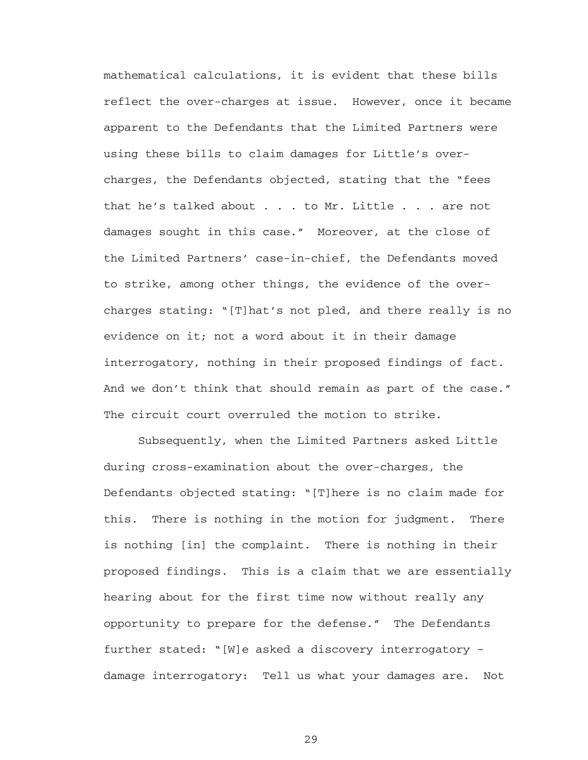mathematical calculations, it is evident that these bills reflect the over-charges at issue. However, once it became apparent to the Defendants that the Limited Partners were using these bills to claim damages for Little's over-charges, the Defendants objected, stating that the "fees that he's talked about . . . to Mr. Little . . . are not damages sought in this case." Moreover, at the close of the Limited Partners' case-in-chief, the Defendants moved to strike, among other things, the evidence of the over-charges stating: "[T]hat's not pled, and there really is no evidence on it; not a word about it in their damage interrogatory, nothing in their proposed findings of fact. And we don't think that should remain as part of the case." The circuit court overruled the motion to strike.

Subsequently, when the Limited Partners asked Little during cross-examination about the over-charges, the Defendants objected stating: "[T]here is no claim made for this. There is nothing in the motion for judgment. There is nothing [in] the complaint. There is nothing in their proposed findings. This is a claim that we are essentially hearing about for the first time now without really any opportunity to prepare for the defense." The Defendants further stated: "[W]e asked a discovery interrogatory – damage interrogatory: Tell us what your damages are. Not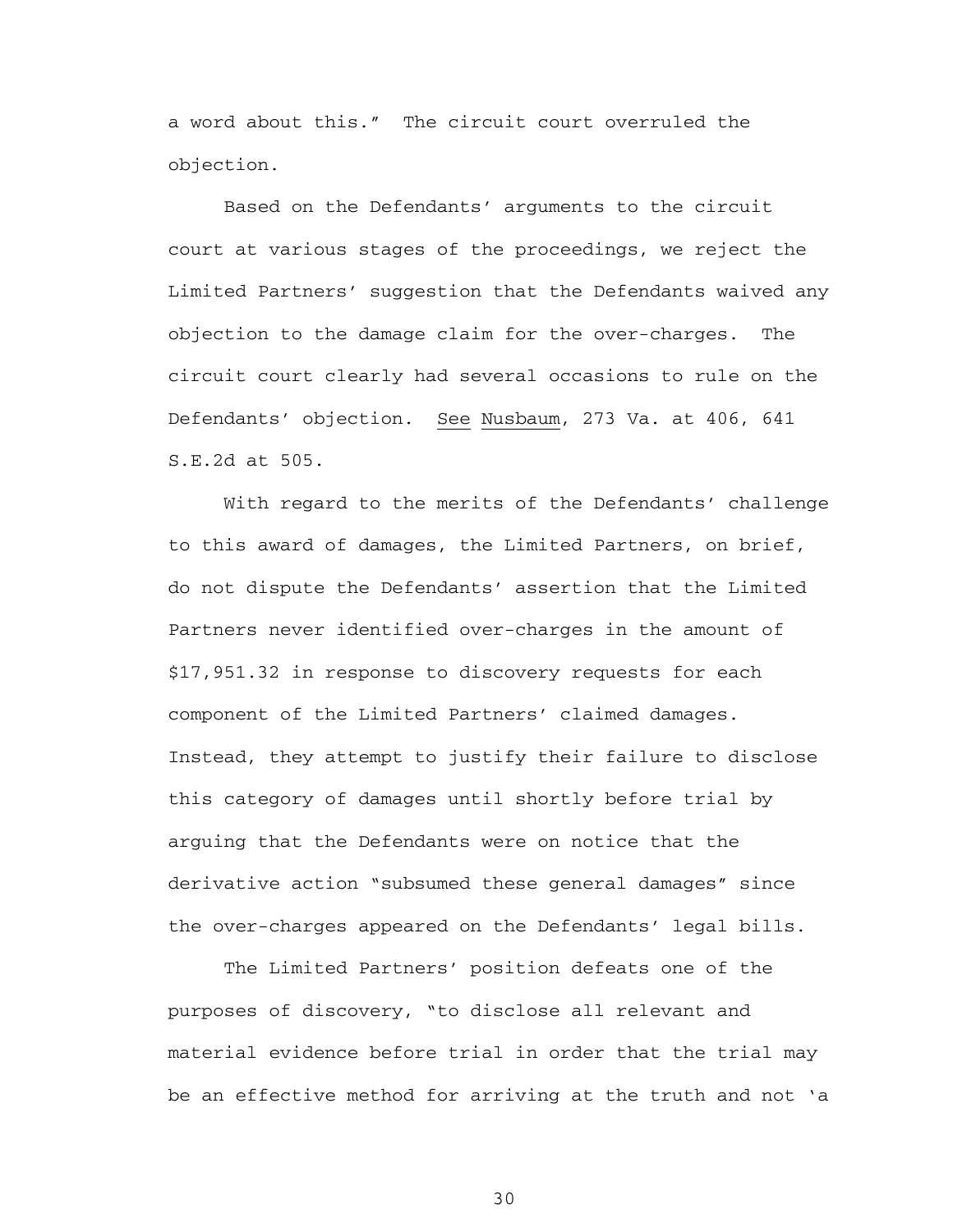a word about this." The circuit court overruled the objection.

Based on the Defendants' arguments to the circuit court at various stages of the proceedings, we reject the Limited Partners' suggestion that the Defendants waived any objection to the damage claim for the over-charges. The circuit court clearly had several occasions to rule on the Defendants' objection. See Nusbaum, 273 Va. at 406, 641 S.E.2d at 505.

With regard to the merits of the Defendants' challenge to this award of damages, the Limited Partners, on brief, do not dispute the Defendants' assertion that the Limited Partners never identified over-charges in the amount of $17,951.32 in response to discovery requests for each component of the Limited Partners' claimed damages. Instead, they attempt to justify their failure to disclose this category of damages until shortly before trial by arguing that the Defendants were on notice that the derivative action "subsumed these general damages" since the over-charges appeared on the Defendants' legal bills.

The Limited Partners' position defeats one of the purposes of discovery, "to disclose all relevant and material evidence before trial in order that the trial may be an effective method for arriving at the truth and not 'a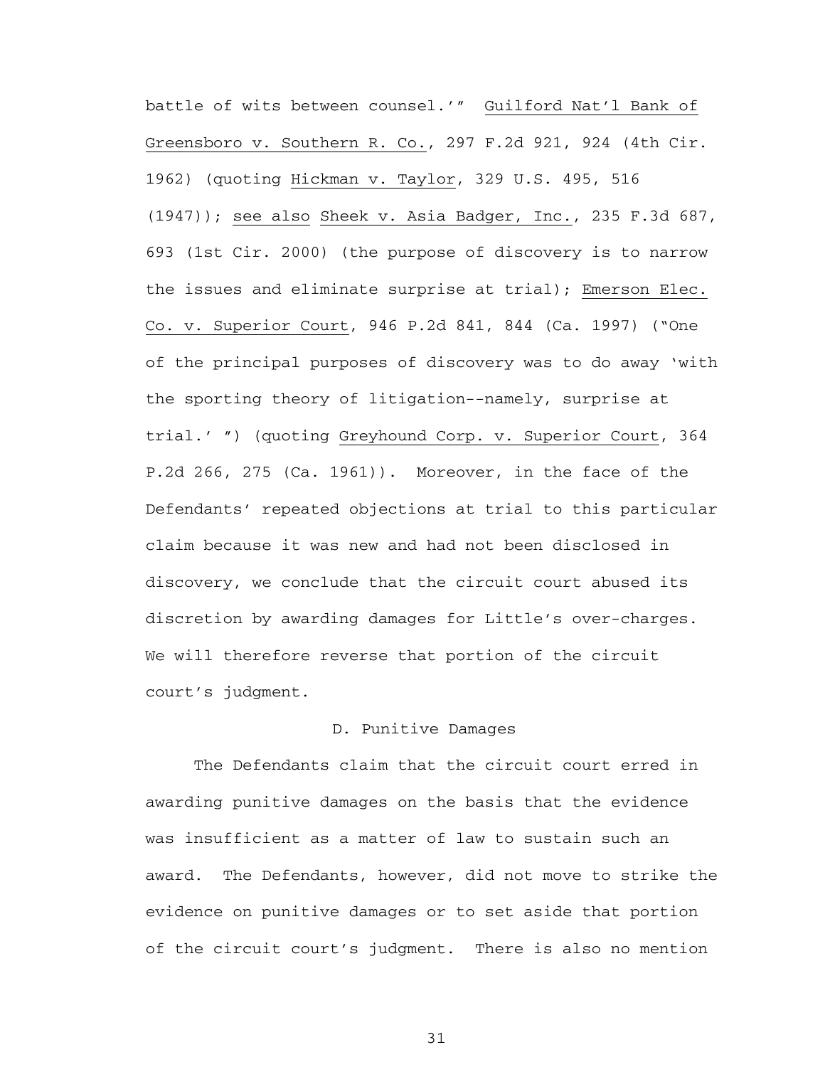battle of wits between counsel.'" Guilford Nat'l Bank of Greensboro v. Southern R. Co., 297 F.2d 921, 924 (4th Cir. 1962) (quoting Hickman v. Taylor, 329 U.S. 495, 516 (1947)); see also Sheek v. Asia Badger, Inc., 235 F.3d 687, 693 (1st Cir. 2000) (the purpose of discovery is to narrow the issues and eliminate surprise at trial); Emerson Elec. Co. v. Superior Court, 946 P.2d 841, 844 (Ca. 1997) ("One of the principal purposes of discovery was to do away 'with the sporting theory of litigation--namely, surprise at trial.' ") (quoting Greyhound Corp. v. Superior Court, 364 P.2d 266, 275 (Ca. 1961)). Moreover, in the face of the Defendants' repeated objections at trial to this particular claim because it was new and had not been disclosed in discovery, we conclude that the circuit court abused its discretion by awarding damages for Little's over-charges. We will therefore reverse that portion of the circuit court's judgment.

D. Punitive Damages

The Defendants claim that the circuit court erred in awarding punitive damages on the basis that the evidence was insufficient as a matter of law to sustain such an award. The Defendants, however, did not move to strike the evidence on punitive damages or to set aside that portion of the circuit court's judgment. There is also no mention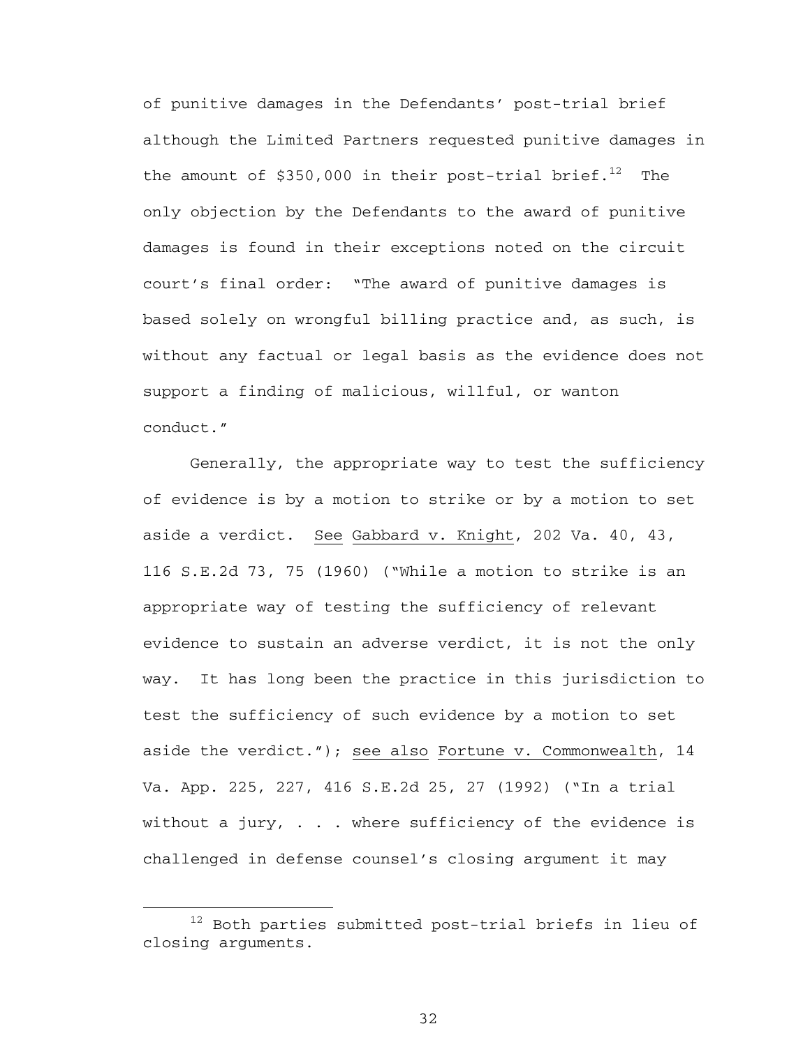of punitive damages in the Defendants' post-trial brief although the Limited Partners requested punitive damages in the amount of $350,000 in their post-trial brief.[12] The only objection by the Defendants to the award of punitive damages is found in their exceptions noted on the circuit court's final order: "The award of punitive damages is based solely on wrongful billing practice and, as such, is without any factual or legal basis as the evidence does not support a finding of malicious, willful, or wanton conduct."

Generally, the appropriate way to test the sufficiency of evidence is by a motion to strike or by a motion to set aside a verdict. See Gabbard v. Knight, 202 Va. 40, 43, 116 S.E.2d 73, 75 (1960) ("While a motion to strike is an appropriate way of testing the sufficiency of relevant evidence to sustain an adverse verdict, it is not the only way. It has long been the practice in this jurisdiction to test the sufficiency of such evidence by a motion to set aside the verdict."); see also Fortune v. Commonwealth, 14 Va. App. 225, 227, 416 S.E.2d 25, 27 (1992) ("In a trial without a jury, . . . where sufficiency of the evidence is challenged in defense counsel's closing argument it may

---

[12] Both parties submitted post-trial briefs in lieu of closing arguments.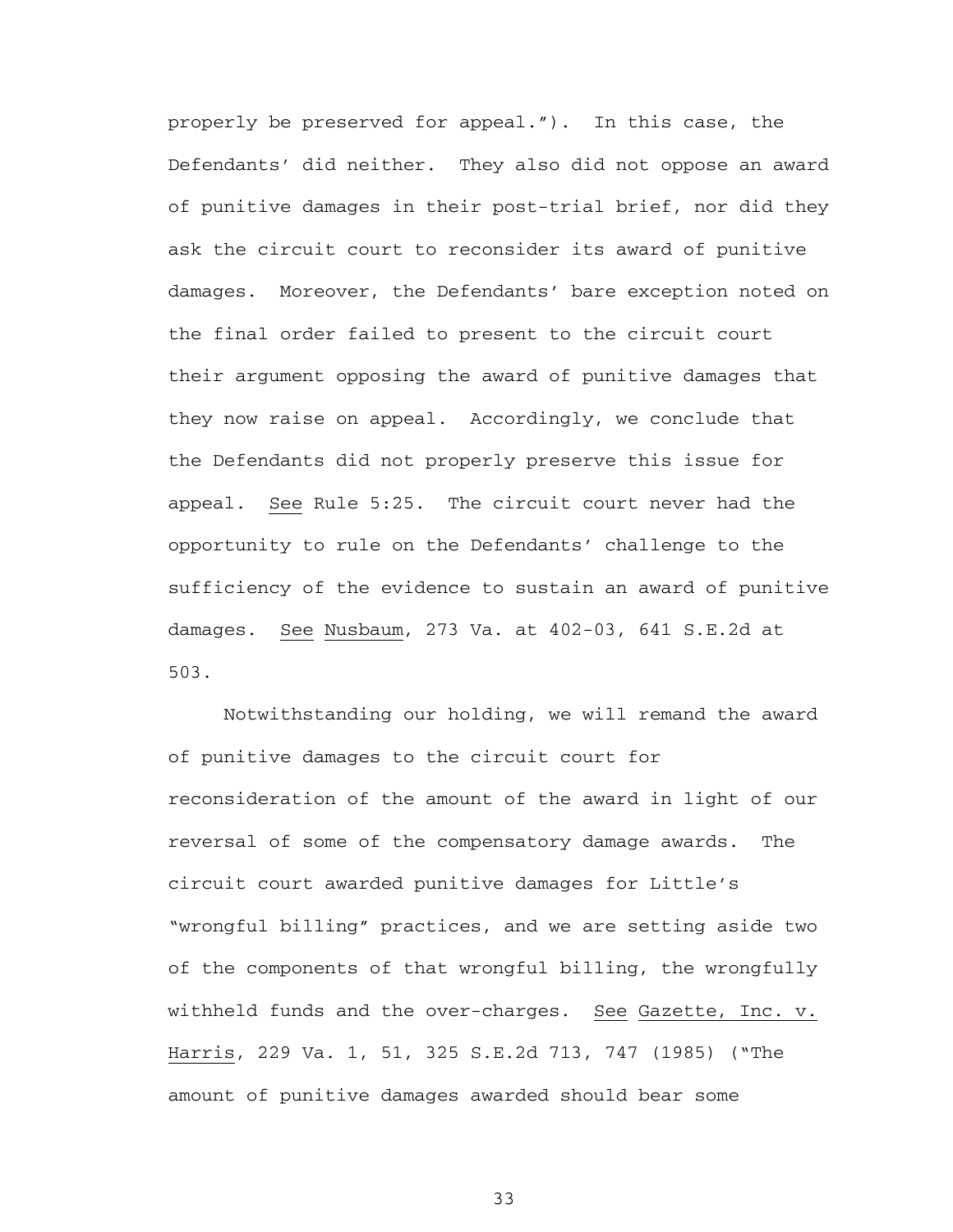properly be preserved for appeal."). In this case, the Defendants' did neither. They also did not oppose an award of punitive damages in their post-trial brief, nor did they ask the circuit court to reconsider its award of punitive damages. Moreover, the Defendants' bare exception noted on the final order failed to present to the circuit court their argument opposing the award of punitive damages that they now raise on appeal. Accordingly, we conclude that the Defendants did not properly preserve this issue for appeal. See Rule 5:25. The circuit court never had the opportunity to rule on the Defendants' challenge to the sufficiency of the evidence to sustain an award of punitive damages. See Nusbaum, 273 Va. at 402-03, 641 S.E.2d at 503.

Notwithstanding our holding, we will remand the award of punitive damages to the circuit court for reconsideration of the amount of the award in light of our reversal of some of the compensatory damage awards. The circuit court awarded punitive damages for Little's "wrongful billing" practices, and we are setting aside two of the components of that wrongful billing, the wrongfully withheld funds and the over-charges. See Gazette, Inc. v. Harris, 229 Va. 1, 51, 325 S.E.2d 713, 747 (1985) ("The amount of punitive damages awarded should bear some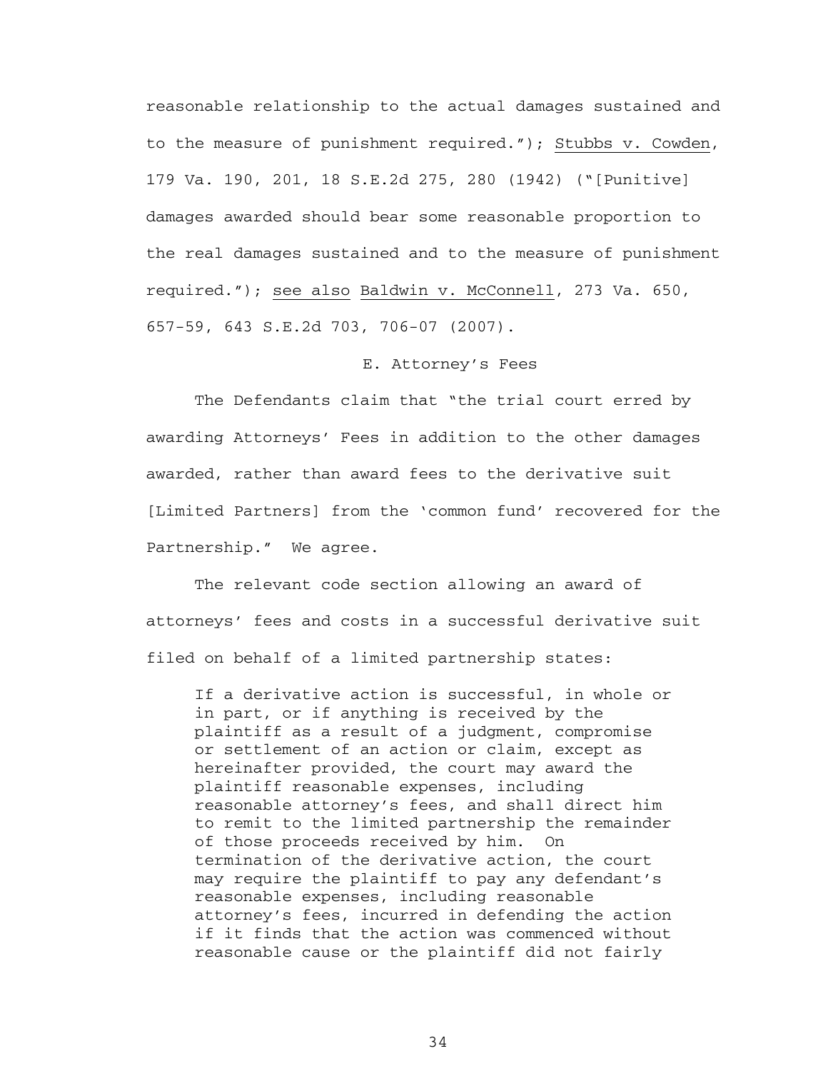reasonable relationship to the actual damages sustained and to the measure of punishment required."); Stubbs v. Cowden, 179 Va. 190, 201, 18 S.E.2d 275, 280 (1942) ("[Punitive] damages awarded should bear some reasonable proportion to the real damages sustained and to the measure of punishment required."); see also Baldwin v. McConnell, 273 Va. 650, 657-59, 643 S.E.2d 703, 706-07 (2007).

### E. Attorney's Fees

The Defendants claim that "the trial court erred by awarding Attorneys' Fees in addition to the other damages awarded, rather than award fees to the derivative suit [Limited Partners] from the 'common fund' recovered for the Partnership." We agree.

The relevant code section allowing an award of attorneys' fees and costs in a successful derivative suit filed on behalf of a limited partnership states:

> If a derivative action is successful, in whole or in part, or if anything is received by the plaintiff as a result of a judgment, compromise or settlement of an action or claim, except as hereinafter provided, the court may award the plaintiff reasonable expenses, including reasonable attorney's fees, and shall direct him to remit to the limited partnership the remainder of those proceeds received by him. On termination of the derivative action, the court may require the plaintiff to pay any defendant's reasonable expenses, including reasonable attorney's fees, incurred in defending the action if it finds that the action was commenced without reasonable cause or the plaintiff did not fairly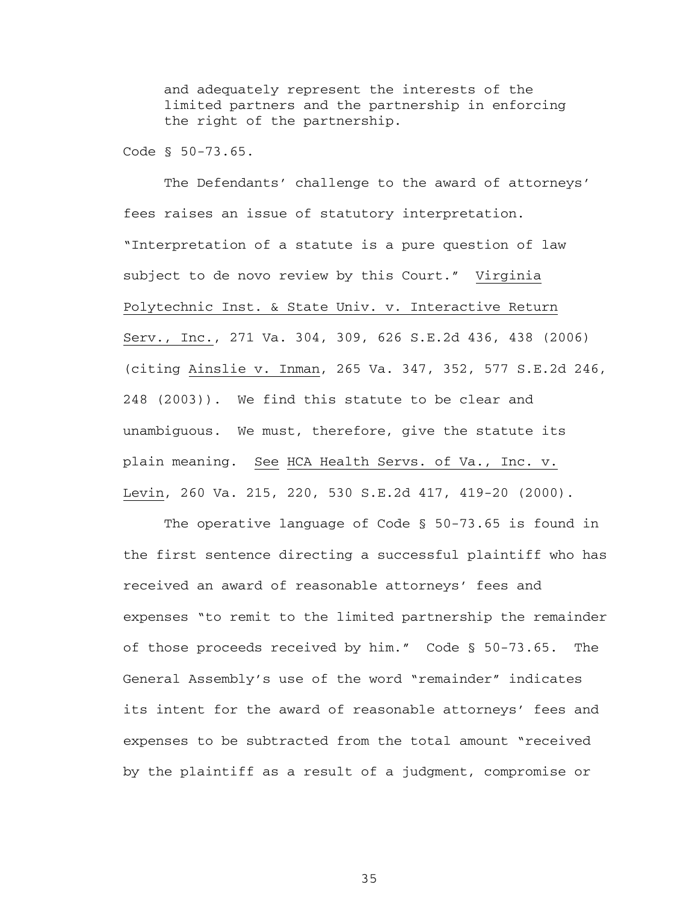> and adequately represent the interests of the limited partners and the partnership in enforcing the right of the partnership.

Code § 50-73.65.

The Defendants' challenge to the award of attorneys' fees raises an issue of statutory interpretation. "Interpretation of a statute is a pure question of law subject to de novo review by this Court." Virginia Polytechnic Inst. & State Univ. v. Interactive Return Serv., Inc., 271 Va. 304, 309, 626 S.E.2d 436, 438 (2006) (citing Ainslie v. Inman, 265 Va. 347, 352, 577 S.E.2d 246, 248 (2003)). We find this statute to be clear and unambiguous. We must, therefore, give the statute its plain meaning. See HCA Health Servs. of Va., Inc. v. Levin, 260 Va. 215, 220, 530 S.E.2d 417, 419-20 (2000).

The operative language of Code § 50-73.65 is found in the first sentence directing a successful plaintiff who has received an award of reasonable attorneys' fees and expenses "to remit to the limited partnership the remainder of those proceeds received by him." Code § 50-73.65. The General Assembly's use of the word "remainder" indicates its intent for the award of reasonable attorneys' fees and expenses to be subtracted from the total amount "received by the plaintiff as a result of a judgment, compromise or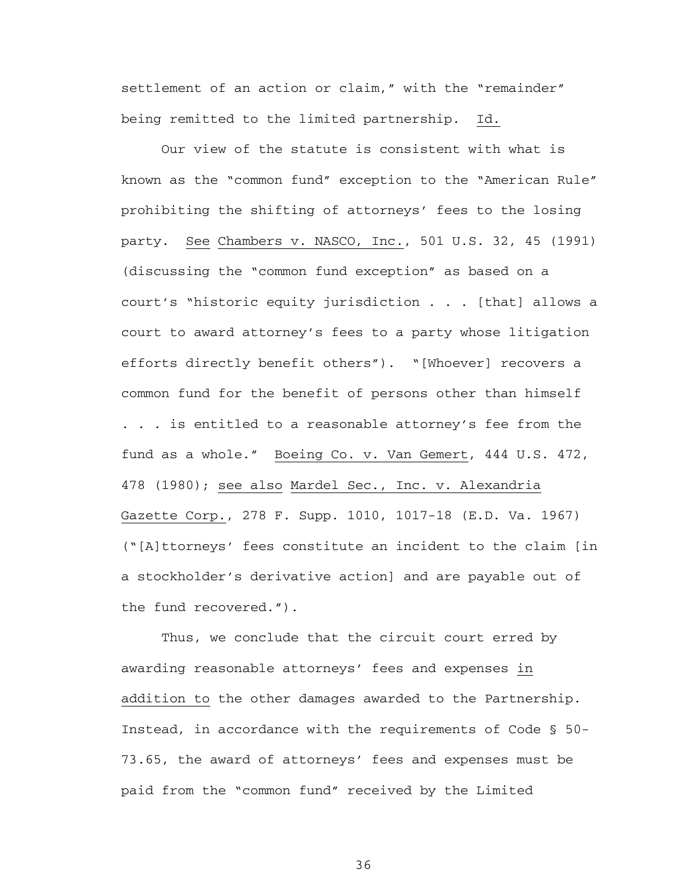settlement of an action or claim," with the "remainder" being remitted to the limited partnership. Id.

Our view of the statute is consistent with what is known as the "common fund" exception to the "American Rule" prohibiting the shifting of attorneys' fees to the losing party. See Chambers v. NASCO, Inc., 501 U.S. 32, 45 (1991) (discussing the "common fund exception" as based on a court's "historic equity jurisdiction . . . [that] allows a court to award attorney's fees to a party whose litigation efforts directly benefit others"). "[Whoever] recovers a common fund for the benefit of persons other than himself . . . is entitled to a reasonable attorney's fee from the fund as a whole." Boeing Co. v. Van Gemert, 444 U.S. 472, 478 (1980); see also Mardel Sec., Inc. v. Alexandria Gazette Corp., 278 F. Supp. 1010, 1017-18 (E.D. Va. 1967) ("[A]ttorneys' fees constitute an incident to the claim [in a stockholder's derivative action] and are payable out of the fund recovered.").

Thus, we conclude that the circuit court erred by awarding reasonable attorneys' fees and expenses in addition to the other damages awarded to the Partnership. Instead, in accordance with the requirements of Code § 50-73.65, the award of attorneys' fees and expenses must be paid from the "common fund" received by the Limited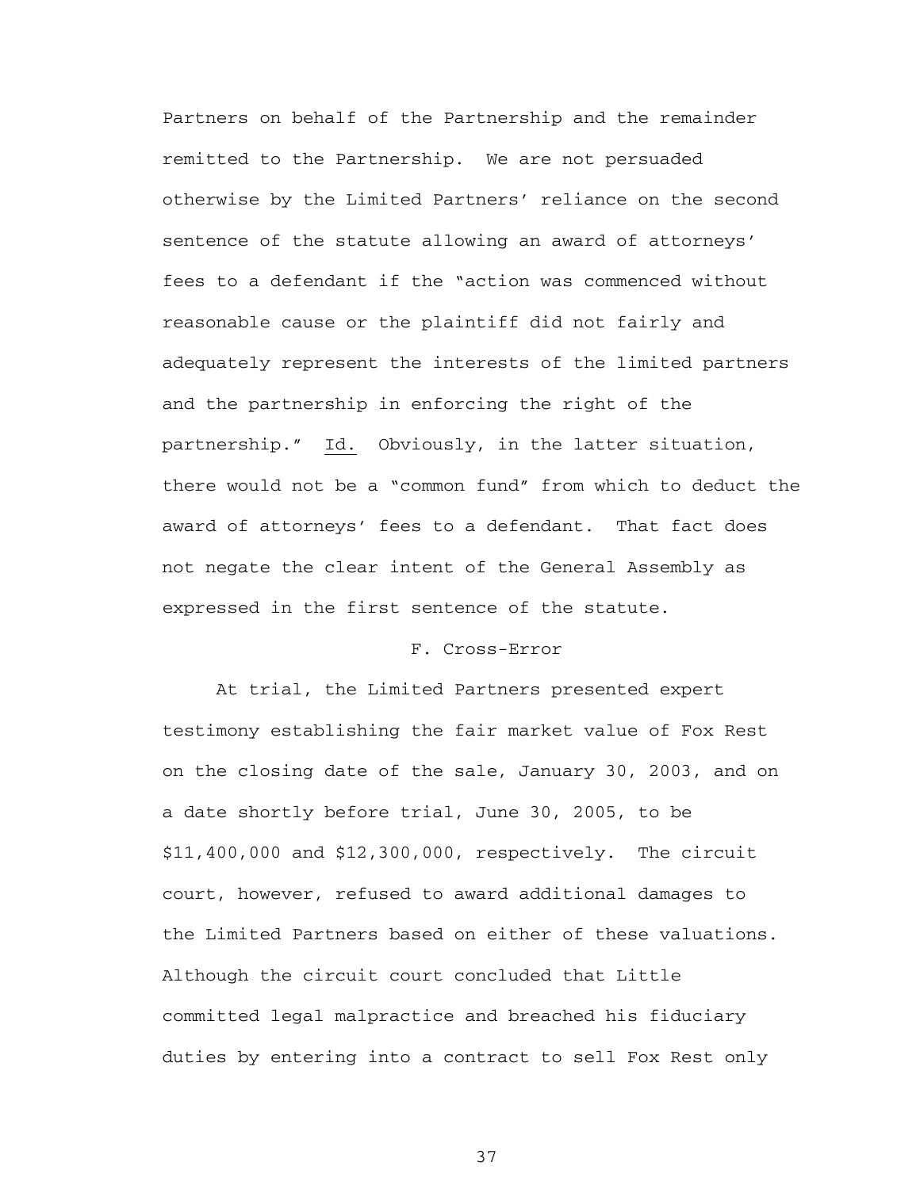Partners on behalf of the Partnership and the remainder remitted to the Partnership. We are not persuaded otherwise by the Limited Partners' reliance on the second sentence of the statute allowing an award of attorneys' fees to a defendant if the "action was commenced without reasonable cause or the plaintiff did not fairly and adequately represent the interests of the limited partners and the partnership in enforcing the right of the partnership." Id. Obviously, in the latter situation, there would not be a "common fund" from which to deduct the award of attorneys' fees to a defendant. That fact does not negate the clear intent of the General Assembly as expressed in the first sentence of the statute.

## F. Cross-Error

At trial, the Limited Partners presented expert testimony establishing the fair market value of Fox Rest on the closing date of the sale, January 30, 2003, and on a date shortly before trial, June 30, 2005, to be $11,400,000 and $12,300,000, respectively. The circuit court, however, refused to award additional damages to the Limited Partners based on either of these valuations. Although the circuit court concluded that Little committed legal malpractice and breached his fiduciary duties by entering into a contract to sell Fox Rest only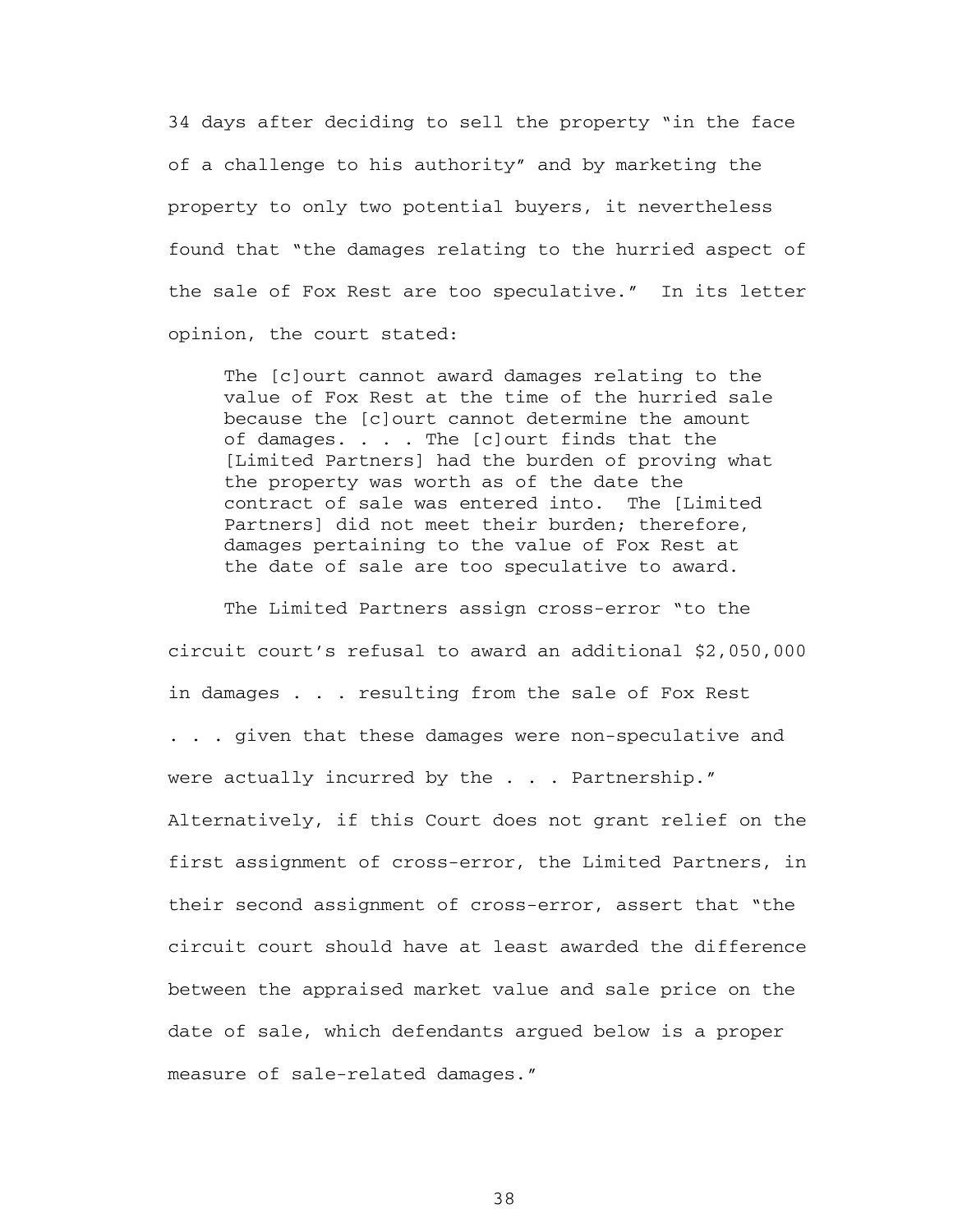34 days after deciding to sell the property "in the face of a challenge to his authority" and by marketing the property to only two potential buyers, it nevertheless found that "the damages relating to the hurried aspect of the sale of Fox Rest are too speculative." In its letter opinion, the court stated:

> The [c]ourt cannot award damages relating to the value of Fox Rest at the time of the hurried sale because the [c]ourt cannot determine the amount of damages. . . . The [c]ourt finds that the [Limited Partners] had the burden of proving what the property was worth as of the date the contract of sale was entered into. The [Limited Partners] did not meet their burden; therefore, damages pertaining to the value of Fox Rest at the date of sale are too speculative to award.

The Limited Partners assign cross-error "to the circuit court's refusal to award an additional $2,050,000 in damages . . . resulting from the sale of Fox Rest . . . given that these damages were non-speculative and were actually incurred by the . . . Partnership." Alternatively, if this Court does not grant relief on the first assignment of cross-error, the Limited Partners, in their second assignment of cross-error, assert that "the circuit court should have at least awarded the difference between the appraised market value and sale price on the date of sale, which defendants argued below is a proper measure of sale-related damages."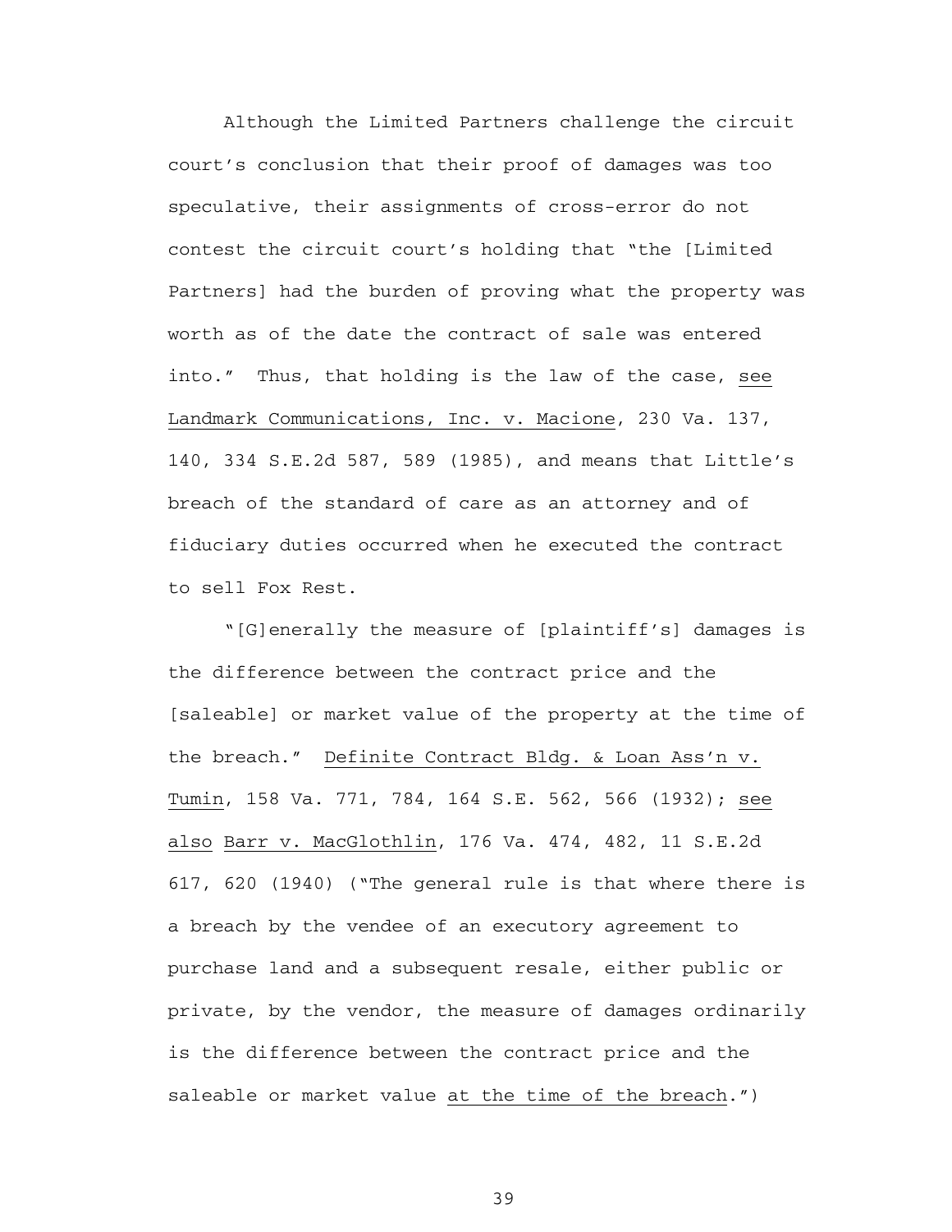Although the Limited Partners challenge the circuit court's conclusion that their proof of damages was too speculative, their assignments of cross-error do not contest the circuit court's holding that "the [Limited Partners] had the burden of proving what the property was worth as of the date the contract of sale was entered into." Thus, that holding is the law of the case, see Landmark Communications, Inc. v. Macione, 230 Va. 137, 140, 334 S.E.2d 587, 589 (1985), and means that Little's breach of the standard of care as an attorney and of fiduciary duties occurred when he executed the contract to sell Fox Rest.

"[G]enerally the measure of [plaintiff's] damages is the difference between the contract price and the [saleable] or market value of the property at the time of the breach." Definite Contract Bldg. & Loan Ass'n v. Tumin, 158 Va. 771, 784, 164 S.E. 562, 566 (1932); see also Barr v. MacGlothlin, 176 Va. 474, 482, 11 S.E.2d 617, 620 (1940) ("The general rule is that where there is a breach by the vendee of an executory agreement to purchase land and a subsequent resale, either public or private, by the vendor, the measure of damages ordinarily is the difference between the contract price and the saleable or market value at the time of the breach.")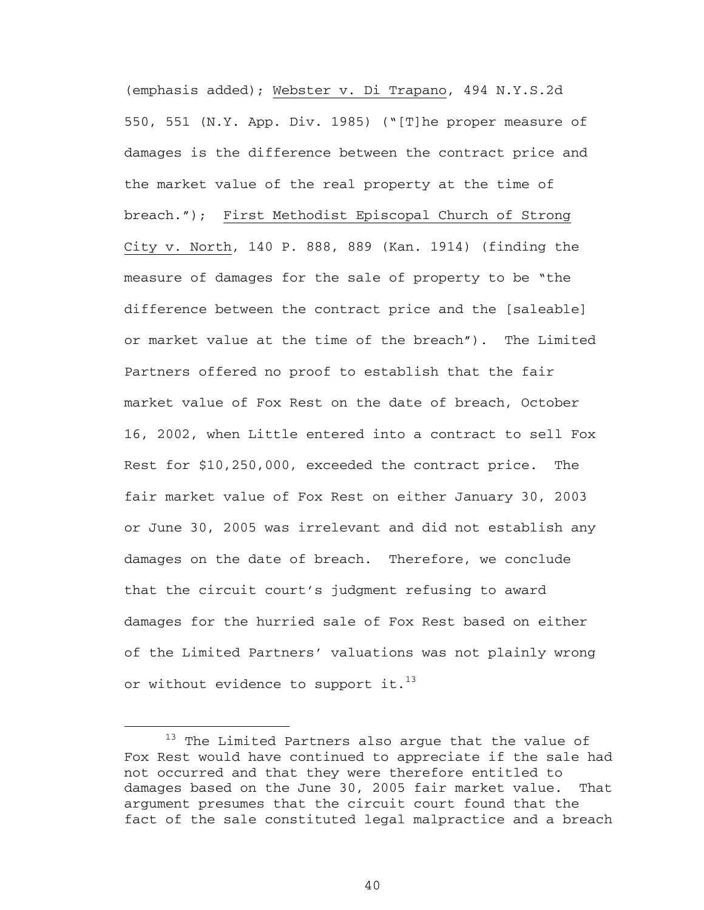(emphasis added); Webster v. Di Trapano, 494 N.Y.S.2d 550, 551 (N.Y. App. Div. 1985) ("[T]he proper measure of damages is the difference between the contract price and the market value of the real property at the time of breach."); First Methodist Episcopal Church of Strong City v. North, 140 P. 888, 889 (Kan. 1914) (finding the measure of damages for the sale of property to be "the difference between the contract price and the [saleable] or market value at the time of the breach"). The Limited Partners offered no proof to establish that the fair market value of Fox Rest on the date of breach, October 16, 2002, when Little entered into a contract to sell Fox Rest for $10,250,000, exceeded the contract price. The fair market value of Fox Rest on either January 30, 2003 or June 30, 2005 was irrelevant and did not establish any damages on the date of breach. Therefore, we conclude that the circuit court's judgment refusing to award damages for the hurried sale of Fox Rest based on either of the Limited Partners' valuations was not plainly wrong or without evidence to support it.[13]

---

[13] The Limited Partners also argue that the value of Fox Rest would have continued to appreciate if the sale had not occurred and that they were therefore entitled to damages based on the June 30, 2005 fair market value. That argument presumes that the circuit court found that the fact of the sale constituted legal malpractice and a breach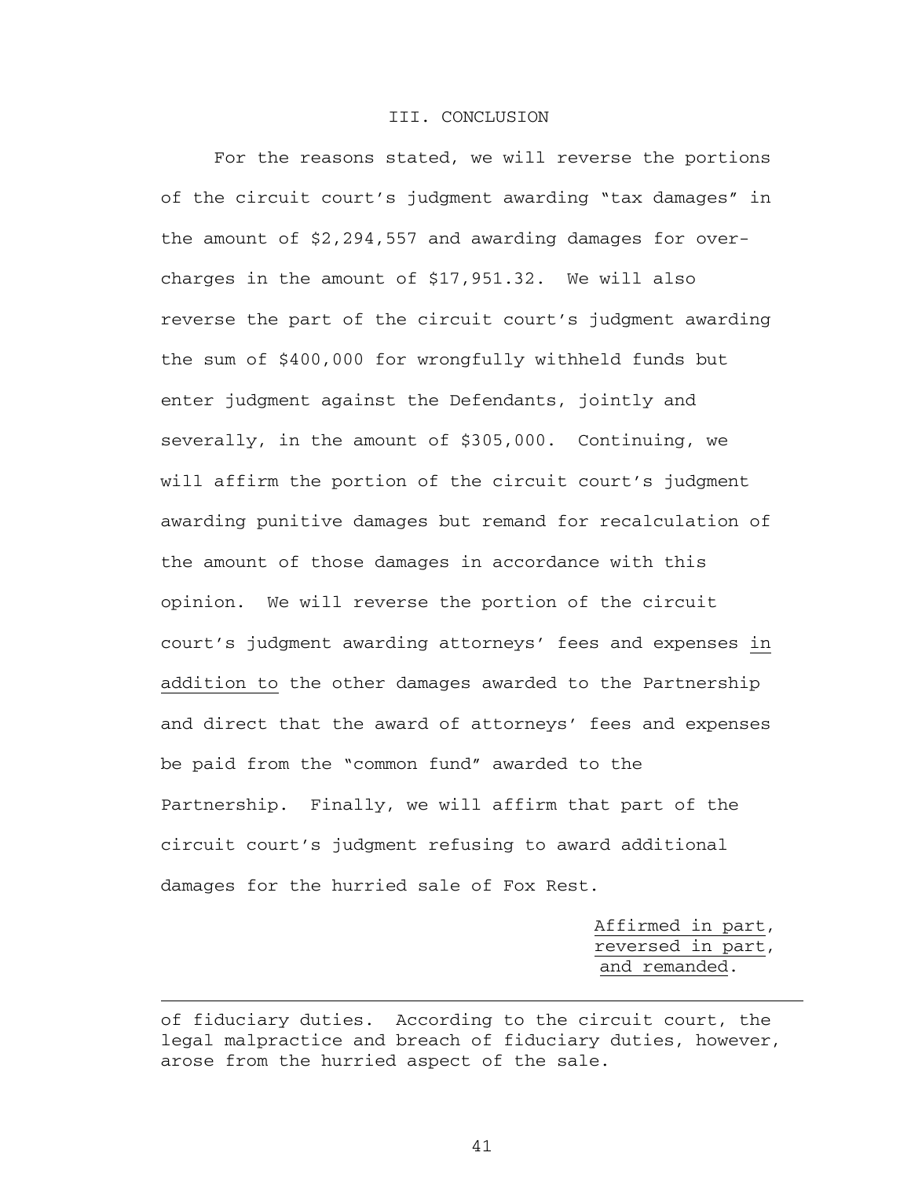## III. CONCLUSION

For the reasons stated, we will reverse the portions of the circuit court's judgment awarding "tax damages" in the amount of $2,294,557 and awarding damages for over-charges in the amount of $17,951.32. We will also reverse the part of the circuit court's judgment awarding the sum of $400,000 for wrongfully withheld funds but enter judgment against the Defendants, jointly and severally, in the amount of $305,000. Continuing, we will affirm the portion of the circuit court's judgment awarding punitive damages but remand for recalculation of the amount of those damages in accordance with this opinion. We will reverse the portion of the circuit court's judgment awarding attorneys' fees and expenses <u>in addition to</u> the other damages awarded to the Partnership and direct that the award of attorneys' fees and expenses be paid from the "common fund" awarded to the Partnership. Finally, we will affirm that part of the circuit court's judgment refusing to award additional damages for the hurried sale of Fox Rest.

<u>Affirmed in part</u>,
<u>reversed in part</u>,
<u>and remanded</u>.

---

of fiduciary duties. According to the circuit court, the legal malpractice and breach of fiduciary duties, however, arose from the hurried aspect of the sale.